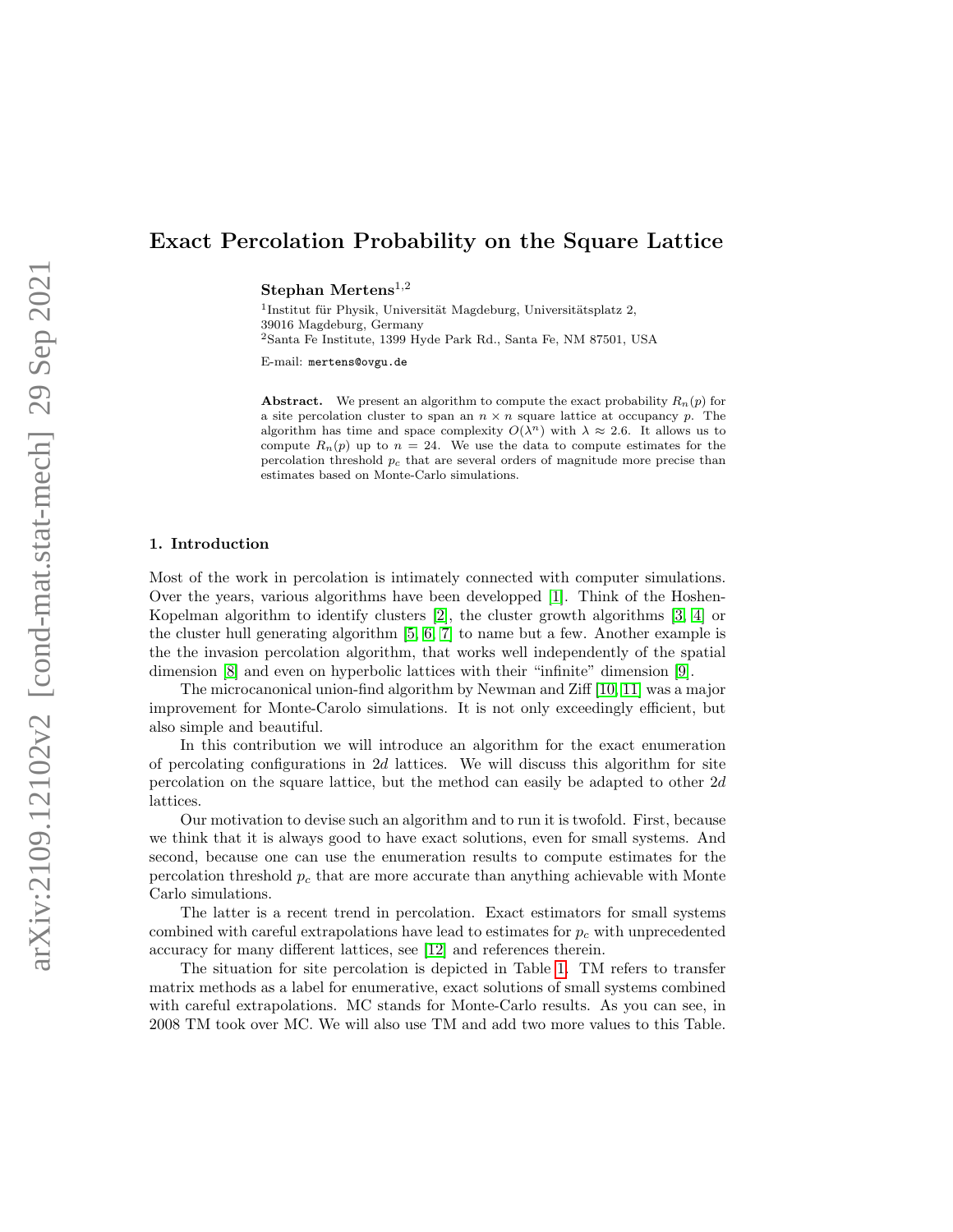# Exact Percolation Probability on the Square Lattice

**Stephan Mertens**[1,2]

[1]Institut für Physik, Universität Magdeburg, Universitätsplatz 2, 39016 Magdeburg, Germany

[2]Santa Fe Institute, 1399 Hyde Park Rd., Santa Fe, NM 87501, USA

E-mail: `mertens@ovgu.de`

**Abstract.** We present an algorithm to compute the exact probability $R_n(p)$ for a site percolation cluster to span an $n \times n$ square lattice at occupancy $p$. The algorithm has time and space complexity $O(\lambda^n)$ with $\lambda \approx 2.6$. It allows us to compute $R_n(p)$ up to $n = 24$. We use the data to compute estimates for the percolation threshold $p_c$ that are several orders of magnitude more precise than estimates based on Monte-Carlo simulations.

## 1. Introduction

Most of the work in percolation is intimately connected with computer simulations. Over the years, various algorithms have been developped [1]. Think of the Hoshen-Kopelman algorithm to identify clusters [2], the cluster growth algorithms [3, 4] or the cluster hull generating algorithm [5, 6, 7] to name but a few. Another example is the the invasion percolation algorithm, that works well independently of the spatial dimension [8] and even on hyperbolic lattices with their "infinite" dimension [9].

The microcanonical union-find algorithm by Newman and Ziff [10, 11] was a major improvement for Monte-Carolo simulations. It is not only exceedingly efficient, but also simple and beautiful.

In this contribution we will introduce an algorithm for the exact enumeration of percolating configurations in $2d$ lattices. We will discuss this algorithm for site percolation on the square lattice, but the method can easily be adapted to other $2d$ lattices.

Our motivation to devise such an algorithm and to run it is twofold. First, because we think that it is always good to have exact solutions, even for small systems. And second, because one can use the enumeration results to compute estimates for the percolation threshold $p_c$ that are more accurate than anything achievable with Monte Carlo simulations.

The latter is a recent trend in percolation. Exact estimators for small systems combined with careful extrapolations have lead to estimates for $p_c$ with unprecedented accuracy for many different lattices, see [12] and references therein.

The situation for site percolation is depicted in Table 1. TM refers to transfer matrix methods as a label for enumerative, exact solutions of small systems combined with careful extrapolations. MC stands for Monte-Carlo results. As you can see, in 2008 TM took over MC. We will also use TM and add two more values to this Table.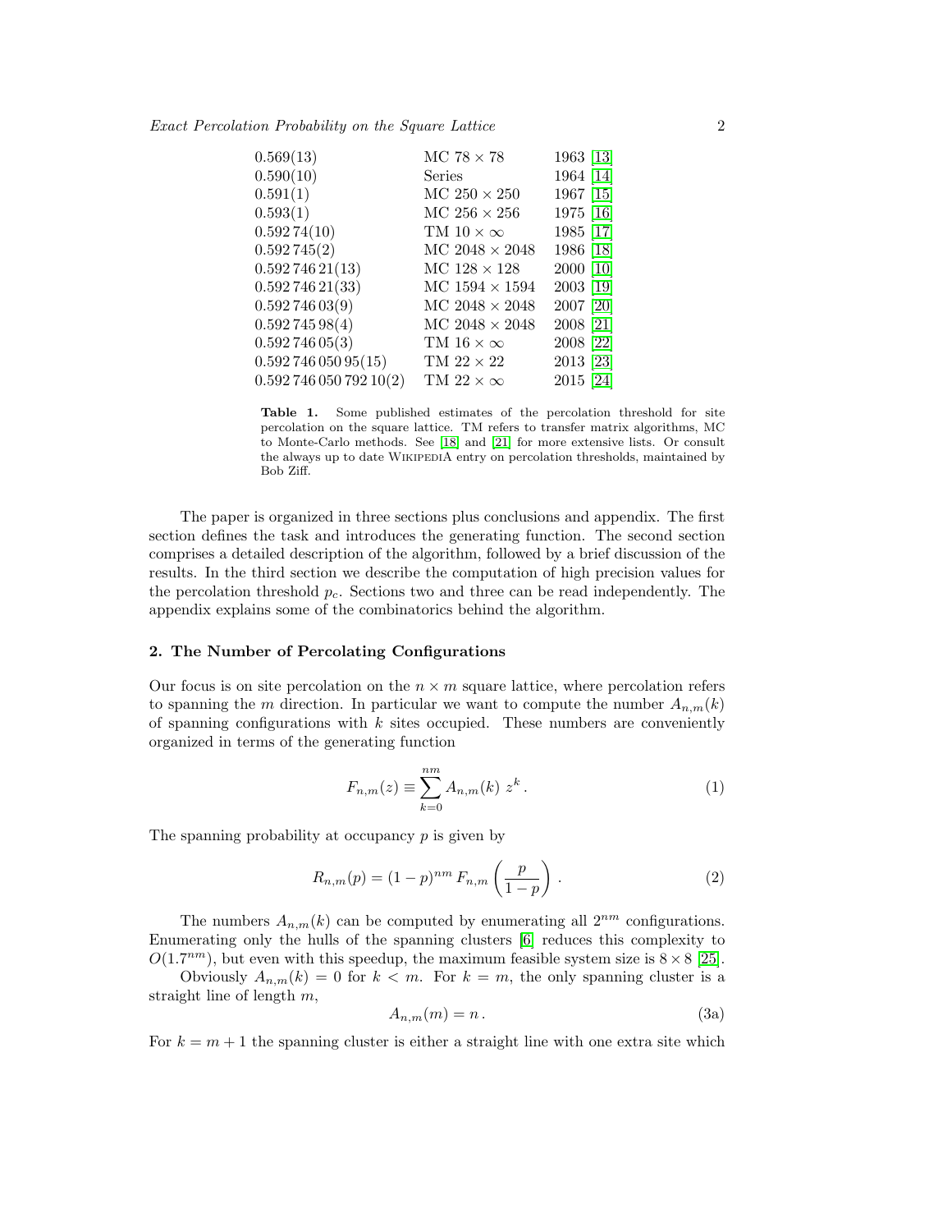| | | |
|---|---|---|
| 0.569(13) | MC $78 \times 78$ | 1963 [13] |
| 0.590(10) | Series | 1964 [14] |
| 0.591(1) | MC $250 \times 250$ | 1967 [15] |
| 0.593(1) | MC $256 \times 256$ | 1975 [16] |
| 0.592 74(10) | TM $10 \times \infty$ | 1985 [17] |
| 0.592 745(2) | MC $2048 \times 2048$ | 1986 [18] |
| 0.592 746 21(13) | MC $128 \times 128$ | 2000 [10] |
| 0.592 746 21(33) | MC $1594 \times 1594$ | 2003 [19] |
| 0.592 746 03(9) | MC $2048 \times 2048$ | 2007 [20] |
| 0.592 745 98(4) | MC $2048 \times 2048$ | 2008 [21] |
| 0.592 746 05(3) | TM $16 \times \infty$ | 2008 [22] |
| 0.592 746 050 95(15) | TM $22 \times 22$ | 2013 [23] |
| 0.592 746 050 792 10(2) | TM $22 \times \infty$ | 2015 [24] |

**Table 1.** Some published estimates of the percolation threshold for site percolation on the square lattice. TM refers to transfer matrix algorithms, MC to Monte-Carlo methods. See [18] and [21] for more extensive lists. Or consult the always up to date WIKIPEDIA entry on percolation thresholds, maintained by Bob Ziff.

The paper is organized in three sections plus conclusions and appendix. The first section defines the task and introduces the generating function. The second section comprises a detailed description of the algorithm, followed by a brief discussion of the results. In the third section we describe the computation of high precision values for the percolation threshold $p_c$. Sections two and three can be read independently. The appendix explains some of the combinatorics behind the algorithm.

## 2. The Number of Percolating Configurations

Our focus is on site percolation on the $n \times m$ square lattice, where percolation refers to spanning the $m$ direction. In particular we want to compute the number $A_{n,m}(k)$ of spanning configurations with $k$ sites occupied. These numbers are conveniently organized in terms of the generating function

$$F_{n,m}(z) \equiv \sum_{k=0}^{nm} A_{n,m}(k)\, z^k \,. \tag{1}$$

The spanning probability at occupancy $p$ is given by

$$R_{n,m}(p) = (1-p)^{nm}\, F_{n,m}\left(\frac{p}{1-p}\right) . \tag{2}$$

The numbers $A_{n,m}(k)$ can be computed by enumerating all $2^{nm}$ configurations. Enumerating only the hulls of the spanning clusters [6] reduces this complexity to $O(1.7^{nm})$, but even with this speedup, the maximum feasible system size is $8 \times 8$ [25].

Obviously $A_{n,m}(k) = 0$ for $k < m$. For $k = m$, the only spanning cluster is a straight line of length $m$,

$$A_{n,m}(m) = n\,. \tag{3a}$$

For $k = m+1$ the spanning cluster is either a straight line with one extra site which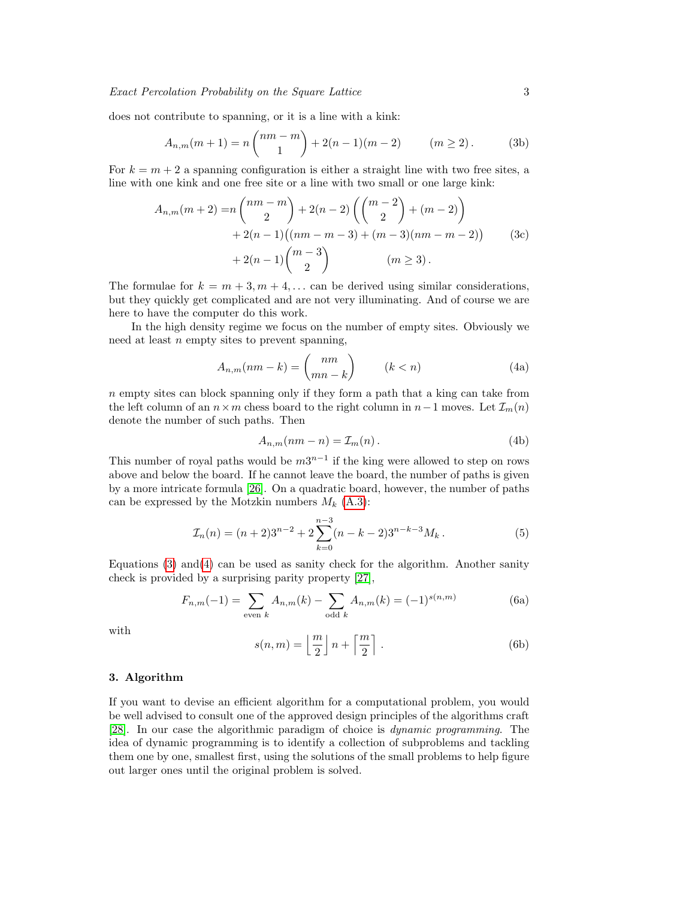does not contribute to spanning, or it is a line with a kink:

$$A_{n,m}(m+1) = n\binom{nm-m}{1} + 2(n-1)(m-2) \qquad (m \geq 2)\,. \tag{3b}$$

For $k = m+2$ a spanning configuration is either a straight line with two free sites, a line with one kink and one free site or a line with two small or one large kink:

$$\begin{aligned} A_{n,m}(m+2) =& n\binom{nm-m}{2} + 2(n-2)\left(\binom{m-2}{2} + (m-2)\right) \\ &+ 2(n-1)\big((nm-m-3) + (m-3)(nm-m-2)\big) \\ &+ 2(n-1)\binom{m-3}{2} \qquad\qquad (m \geq 3)\,. \end{aligned} \tag{3c}$$

The formulae for $k = m+3, m+4, \ldots$ can be derived using similar considerations, but they quickly get complicated and are not very illuminating. And of course we are here to have the computer do this work.

In the high density regime we focus on the number of empty sites. Obviously we need at least $n$ empty sites to prevent spanning,

$$A_{n,m}(nm-k) = \binom{nm}{mn-k} \qquad (k < n) \tag{4a}$$

$n$ empty sites can block spanning only if they form a path that a king can take from the left column of an $n \times m$ chess board to the right column in $n-1$ moves. Let $\mathcal{I}_m(n)$ denote the number of such paths. Then

$$A_{n,m}(nm-n) = \mathcal{I}_m(n)\,. \tag{4b}$$

This number of royal paths would be $m3^{n-1}$ if the king were allowed to step on rows above and below the board. If he cannot leave the board, the number of paths is given by a more intricate formula [26]. On a quadratic board, however, the number of paths can be expressed by the Motzkin numbers $M_k$ (A.3):

$$\mathcal{I}_n(n) = (n+2)3^{n-2} + 2\sum_{k=0}^{n-3}(n-k-2)3^{n-k-3}M_k\,. \tag{5}$$

Equations (3) and(4) can be used as sanity check for the algorithm. Another sanity check is provided by a surprising parity property [27],

$$F_{n,m}(-1) = \sum_{\text{even } k} A_{n,m}(k) - \sum_{\text{odd } k} A_{n,m}(k) = (-1)^{s(n,m)} \tag{6a}$$

with

$$s(n,m) = \left\lfloor \frac{m}{2} \right\rfloor n + \left\lceil \frac{m}{2} \right\rceil\,. \tag{6b}$$

## 3. Algorithm

If you want to devise an efficient algorithm for a computational problem, you would be well advised to consult one of the approved design principles of the algorithms craft [28]. In our case the algorithmic paradigm of choice is *dynamic programming*. The idea of dynamic programming is to identify a collection of subproblems and tackling them one by one, smallest first, using the solutions of the small problems to help figure out larger ones until the original problem is solved.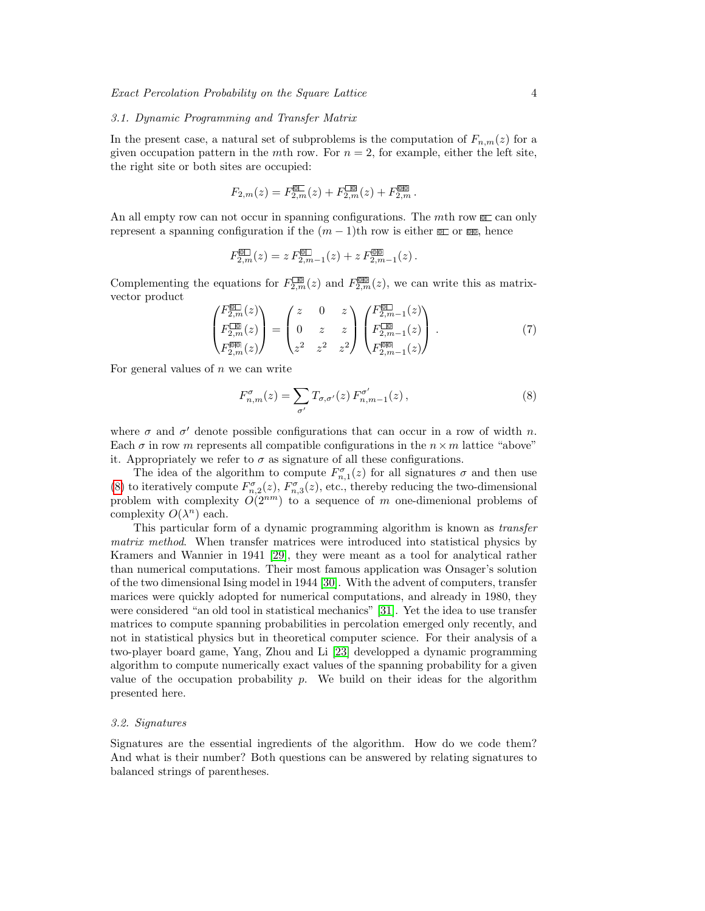### 3.1. Dynamic Programming and Transfer Matrix

In the present case, a natural set of subproblems is the computation of $F_{n,m}(z)$ for a given occupation pattern in the $m$th row. For $n = 2$, for example, either the left site, the right site or both sites are occupied:

$$F_{2,m}(z) = F_{2,m}^{\blacksquare\square}(z) + F_{2,m}^{\square\blacksquare}(z) + F_{2,m}^{\blacksquare\blacksquare}.$$

An all empty row can not occur in spanning configurations. The $m$th row $\blacksquare\square$ can only represent a spanning configuration if the $(m-1)$th row is either $\blacksquare\square$ or $\blacksquare\blacksquare$, hence

$$F_{2,m}^{\blacksquare\square}(z) = z\,F_{2,m-1}^{\blacksquare\square}(z) + z\,F_{2,m-1}^{\blacksquare\blacksquare}(z).$$

Complementing the equations for $F_{2,m}^{\square\blacksquare}(z)$ and $F_{2,m}^{\blacksquare\blacksquare}(z)$, we can write this as matrix-vector product

$$\begin{pmatrix} F_{2,m}^{\blacksquare\square}(z) \\ F_{2,m}^{\square\blacksquare}(z) \\ F_{2,m}^{\blacksquare\blacksquare}(z) \end{pmatrix} = \begin{pmatrix} z & 0 & z \\ 0 & z & z \\ z^2 & z^2 & z^2 \end{pmatrix} \begin{pmatrix} F_{2,m-1}^{\blacksquare\square}(z) \\ F_{2,m-1}^{\square\blacksquare}(z) \\ F_{2,m-1}^{\blacksquare\blacksquare}(z) \end{pmatrix}. \tag{7}$$

For general values of $n$ we can write

$$F_{n,m}^{\sigma}(z) = \sum_{\sigma'} T_{\sigma,\sigma'}(z)\,F_{n,m-1}^{\sigma'}(z), \tag{8}$$

where $\sigma$ and $\sigma'$ denote possible configurations that can occur in a row of width $n$. Each $\sigma$ in row $m$ represents all compatible configurations in the $n \times m$ lattice "above" it. Appropriately we refer to $\sigma$ as signature of all these configurations.

The idea of the algorithm to compute $F_{n,1}^{\sigma}(z)$ for all signatures $\sigma$ and then use (8) to iteratively compute $F_{n,2}^{\sigma}(z)$, $F_{n,3}^{\sigma}(z)$, etc., thereby reducing the two-dimensional problem with complexity $O(2^{nm})$ to a sequence of $m$ one-dimenional problems of complexity $O(\lambda^n)$ each.

This particular form of a dynamic programming algorithm is known as *transfer matrix method*. When transfer matrices were introduced into statistical physics by Kramers and Wannier in 1941 [29], they were meant as a tool for analytical rather than numerical computations. Their most famous application was Onsager's solution of the two dimensional Ising model in 1944 [30]. With the advent of computers, transfer marices were quickly adopted for numerical computations, and already in 1980, they were considered "an old tool in statistical mechanics" [31]. Yet the idea to use transfer matrices to compute spanning probabilities in percolation emerged only recently, and not in statistical physics but in theoretical computer science. For their analysis of a two-player board game, Yang, Zhou and Li [23] developped a dynamic programming algorithm to compute numerically exact values of the spanning probability for a given value of the occupation probability $p$. We build on their ideas for the algorithm presented here.

### 3.2. Signatures

Signatures are the essential ingredients of the algorithm. How do we code them? And what is their number? Both questions can be answered by relating signatures to balanced strings of parentheses.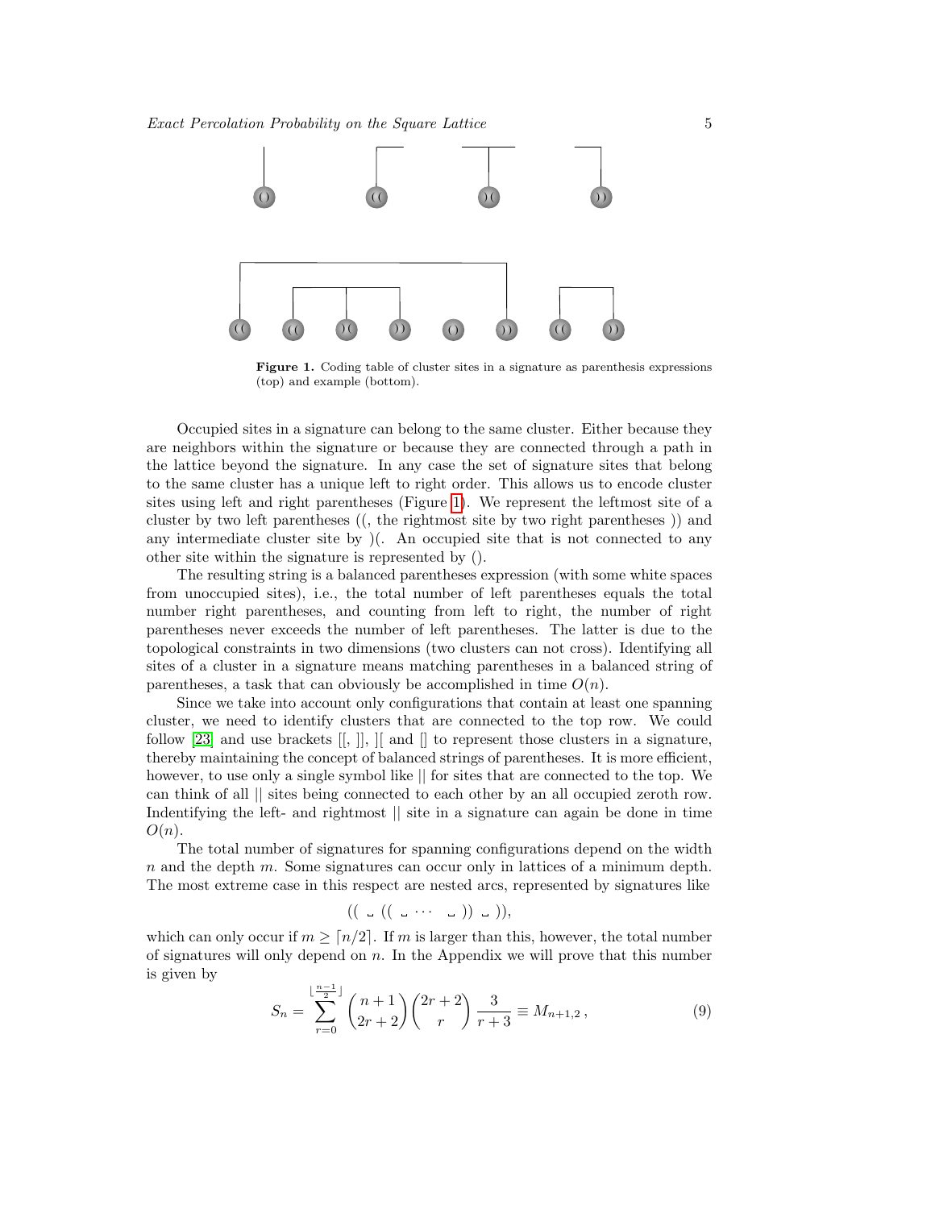**Figure 1.** Coding table of cluster sites in a signature as parenthesis expressions (top) and example (bottom).

Occupied sites in a signature can belong to the same cluster. Either because they are neighbors within the signature or because they are connected through a path in the lattice beyond the signature. In any case the set of signature sites that belong to the same cluster has a unique left to right order. This allows us to encode cluster sites using left and right parentheses (Figure 1). We represent the leftmost site of a cluster by two left parentheses ((, the rightmost site by two right parentheses )) and any intermediate cluster site by )(. An occupied site that is not connected to any other site within the signature is represented by ().

The resulting string is a balanced parentheses expression (with some white spaces from unoccupied sites), i.e., the total number of left parentheses equals the total number right parentheses, and counting from left to right, the number of right parentheses never exceeds the number of left parentheses. The latter is due to the topological constraints in two dimensions (two clusters can not cross). Identifying all sites of a cluster in a signature means matching parentheses in a balanced string of parentheses, a task that can obviously be accomplished in time $O(n)$.

Since we take into account only configurations that contain at least one spanning cluster, we need to identify clusters that are connected to the top row. We could follow [23] and use brackets [[, ]], ][ and [] to represent those clusters in a signature, thereby maintaining the concept of balanced strings of parentheses. It is more efficient, however, to use only a single symbol like || for sites that are connected to the top. We can think of all || sites being connected to each other by an all occupied zeroth row. Indentifying the left- and rightmost || site in a signature can again be done in time $O(n)$.

The total number of signatures for spanning configurations depend on the width $n$ and the depth $m$. Some signatures can occur only in lattices of a minimum depth. The most extreme case in this respect are nested arcs, represented by signatures like

$$(( \textvisiblespace (( \textvisiblespace \cdots \textvisiblespace )) \textvisiblespace )),$$

which can only occur if $m \geq \lceil n/2 \rceil$. If $m$ is larger than this, however, the total number of signatures will only depend on $n$. In the Appendix we will prove that this number is given by

$$S_n = \sum_{r=0}^{\lfloor \frac{n-1}{2} \rfloor} \binom{n+1}{2r+2} \binom{2r+2}{r} \frac{3}{r+3} \equiv M_{n+1,2}\,, \tag{9}$$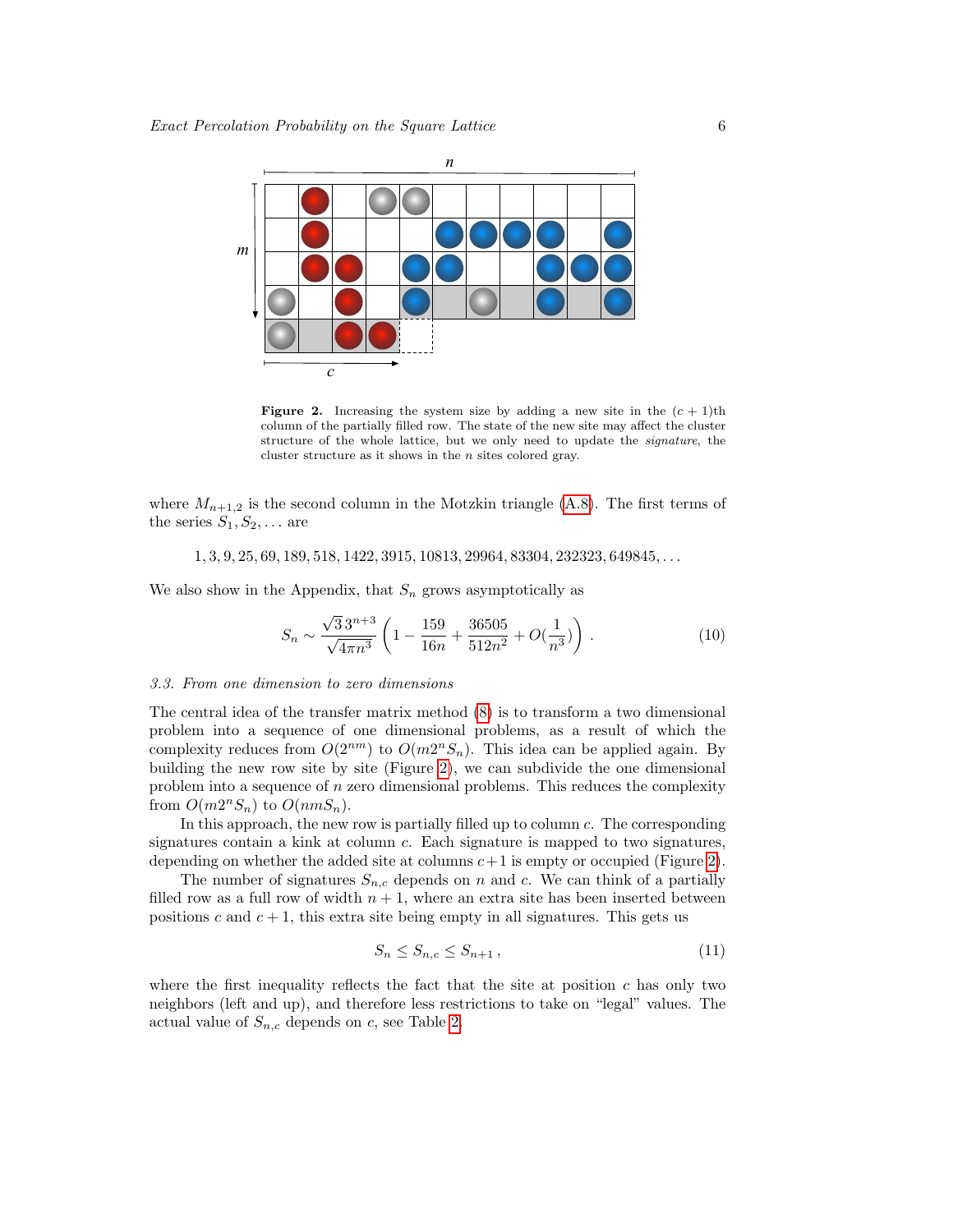**Figure 2.** Increasing the system size by adding a new site in the $(c+1)$th column of the partially filled row. The state of the new site may affect the cluster structure of the whole lattice, but we only need to update the *signature*, the cluster structure as it shows in the $n$ sites colored gray.

where $M_{n+1,2}$ is the second column in the Motzkin triangle (A.8). The first terms of the series $S_1, S_2, \ldots$ are

$$1, 3, 9, 25, 69, 189, 518, 1422, 3915, 10813, 29964, 83304, 232323, 649845, \ldots$$

We also show in the Appendix, that $S_n$ grows asymptotically as

$$S_n \sim \frac{\sqrt{3}\,3^{n+3}}{\sqrt{4\pi n^3}}\left(1 - \frac{159}{16n} + \frac{36505}{512n^2} + O(\frac{1}{n^3})\right). \tag{10}$$

### 3.3. From one dimension to zero dimensions

The central idea of the transfer matrix method (8) is to transform a two dimensional problem into a sequence of one dimensional problems, as a result of which the complexity reduces from $O(2^{nm})$ to $O(m2^nS_n)$. This idea can be applied again. By building the new row site by site (Figure 2), we can subdivide the one dimensional problem into a sequence of $n$ zero dimensional problems. This reduces the complexity from $O(m2^nS_n)$ to $O(nmS_n)$.

In this approach, the new row is partially filled up to column $c$. The corresponding signatures contain a kink at column $c$. Each signature is mapped to two signatures, depending on whether the added site at columns $c+1$ is empty or occupied (Figure 2).

The number of signatures $S_{n,c}$ depends on $n$ and $c$. We can think of a partially filled row as a full row of width $n+1$, where an extra site has been inserted between positions $c$ and $c+1$, this extra site being empty in all signatures. This gets us

$$S_n \leq S_{n,c} \leq S_{n+1}, \tag{11}$$

where the first inequality reflects the fact that the site at position $c$ has only two neighbors (left and up), and therefore less restrictions to take on "legal" values. The actual value of $S_{n,c}$ depends on $c$, see Table 2.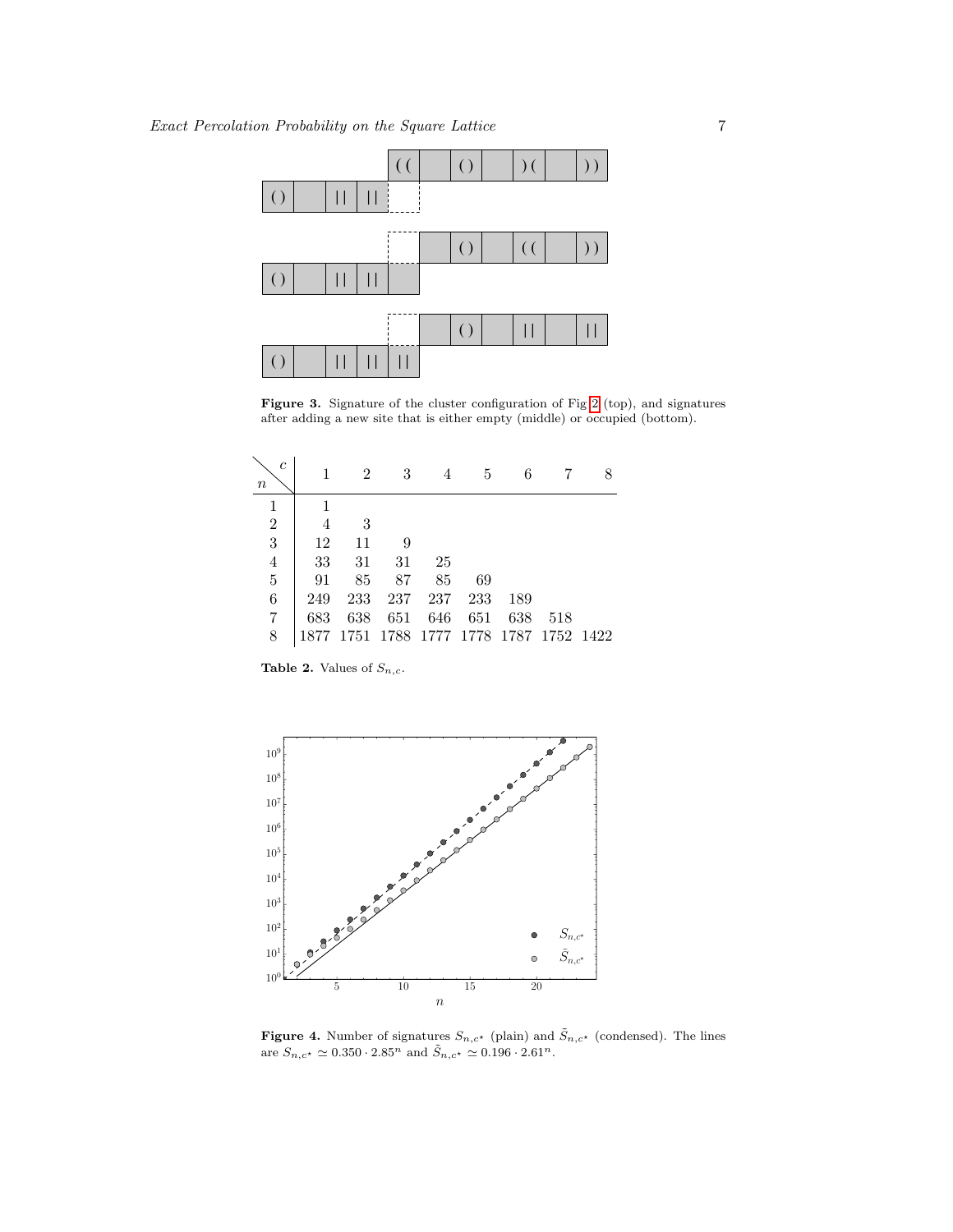**Figure 3.** Signature of the cluster configuration of Fig 2 (top), and signatures after adding a new site that is either empty (middle) or occupied (bottom).

| $n \backslash c$ | 1 | 2 | 3 | 4 | 5 | 6 | 7 | 8 |
|---|---|---|---|---|---|---|---|---|
| 1 | 1 | | | | | | | |
| 2 | 4 | 3 | | | | | | |
| 3 | 12 | 11 | 9 | | | | | |
| 4 | 33 | 31 | 31 | 25 | | | | |
| 5 | 91 | 85 | 87 | 85 | 69 | | | |
| 6 | 249 | 233 | 237 | 237 | 233 | 189 | | |
| 7 | 683 | 638 | 651 | 646 | 651 | 638 | 518 | |
| 8 | 1877 | 1751 | 1788 | 1777 | 1778 | 1787 | 1752 | 1422 |

**Table 2.** Values of $S_{n,c}$.

**Figure 4.** Number of signatures $S_{n,c^\star}$ (plain) and $\tilde{S}_{n,c^\star}$ (condensed). The lines are $S_{n,c^\star} \simeq 0.350 \cdot 2.85^n$ and $\tilde{S}_{n,c^\star} \simeq 0.196 \cdot 2.61^n$.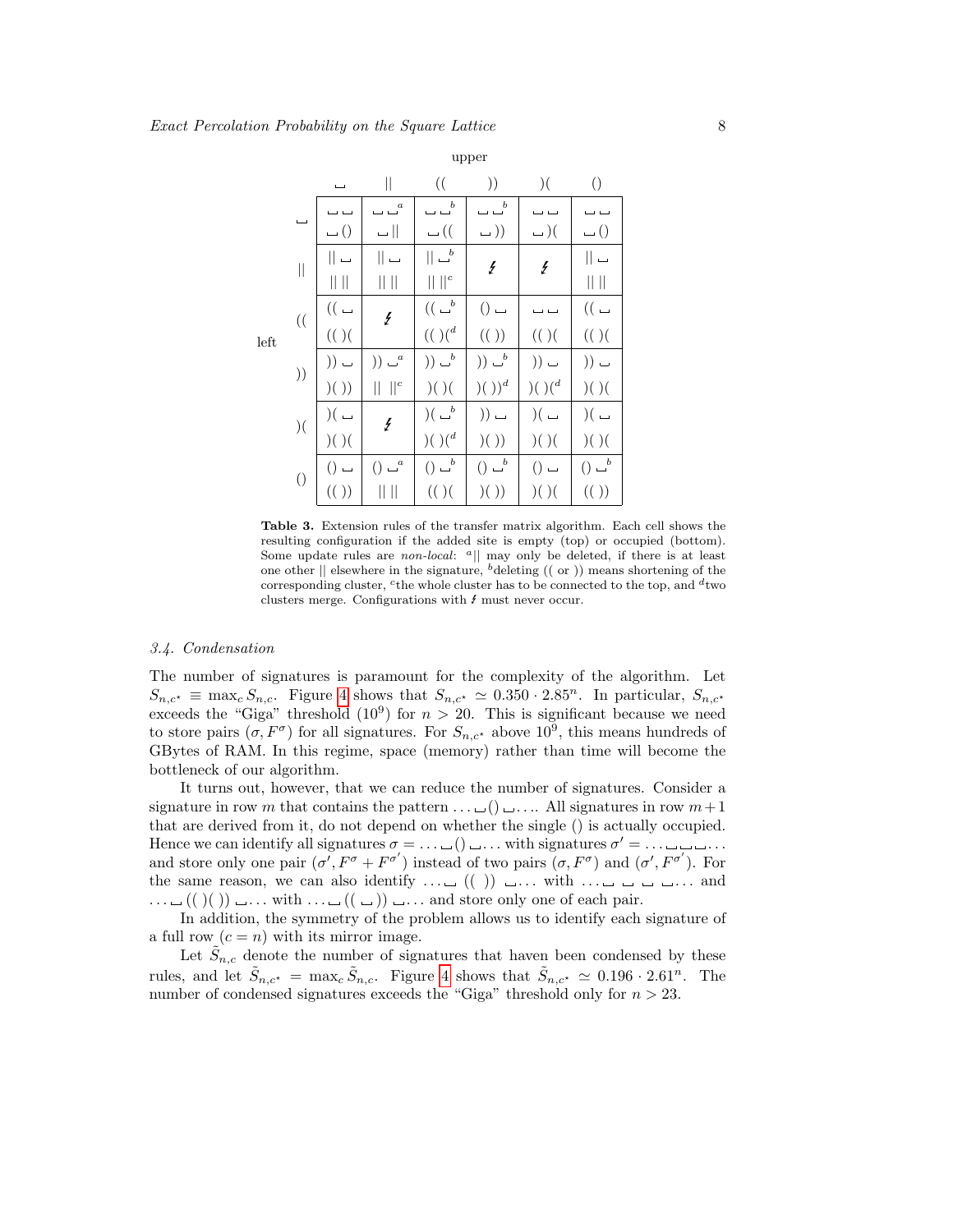| | | upper | | | | | |
|---|---|---|---|---|---|---|---|
| | | ␣ | ‖ | (( | )) | )( | () |
| left | ␣ | ␣ ␣ / ␣ () | ␣ ␣[a] / ␣ ‖ | ␣ ␣[b] / ␣ (( | ␣ ␣[b] / ␣ )) | ␣ ␣ / ␣ )( | ␣ ␣ / ␣ () |
| | ‖ | ‖ ␣ / ‖ ‖ | ‖ ␣ / ‖ ‖ | ‖ ␣[b] / ‖ ‖[c] | ↯ | ↯ | ‖ ␣ / ‖ ‖ |
| | (( | (( ␣ / (( )( | ↯ | (( ␣[b] / (( )([d] | () ␣ / (( )) | ␣ ␣ / (( )( | (( ␣ / (( )( |
| | )) | )) ␣ / )( )) | )) ␣[a] / ‖ ‖[c] | )) ␣[b] / )( )( | )) ␣[b] / )( ))[d] | )) ␣ / )( )([d] | )) ␣ / )( )( |
| | )( | )( ␣ / )( )( | ↯ | )( ␣[b] / )( )([d] | )) ␣ / )( )) | )( ␣ / )( )( | )( ␣ / )( )( |
| | () | () ␣ / (( )) | () ␣[a] / ‖ ‖ | () ␣[b] / (( )( | () ␣[b] / )( )) | () ␣ / )( )( | () ␣[b] / (( )) |

**Table 3.** Extension rules of the transfer matrix algorithm. Each cell shows the resulting configuration if the added site is empty (top) or occupied (bottom). Some update rules are *non-local*: [a]‖ may only be deleted, if there is at least one other ‖ elsewhere in the signature, [b]deleting (( or )) means shortening of the corresponding cluster, [c]the whole cluster has to be connected to the top, and [d]two clusters merge. Configurations with ↯ must never occur.

### 3.4. Condensation

The number of signatures is paramount for the complexity of the algorithm. Let $S_{n,c^\star} \equiv \max_c S_{n,c}$. Figure 4 shows that $S_{n,c^\star} \simeq 0.350 \cdot 2.85^n$. In particular, $S_{n,c^\star}$ exceeds the "Giga" threshold ($10^9$) for $n > 20$. This is significant because we need to store pairs $(\sigma, F^\sigma)$ for all signatures. For $S_{n,c^\star}$ above $10^9$, this means hundreds of GBytes of RAM. In this regime, space (memory) rather than time will become the bottleneck of our algorithm.

It turns out, however, that we can reduce the number of signatures. Consider a signature in row $m$ that contains the pattern $\ldots$␣()␣$\ldots$. All signatures in row $m+1$ that are derived from it, do not depend on whether the single () is actually occupied. Hence we can identify all signatures $\sigma = \ldots$␣()␣$\ldots$ with signatures $\sigma' = \ldots$␣␣␣$\ldots$ and store only one pair $(\sigma', F^\sigma + F^{\sigma'})$ instead of two pairs $(\sigma, F^\sigma)$ and $(\sigma', F^{\sigma'})$. For the same reason, we can also identify $\ldots$␣ (( )) ␣$\ldots$ with $\ldots$␣ ␣ ␣ ␣$\ldots$ and $\ldots$␣(( )( ))␣$\ldots$ with $\ldots$␣(( ␣))␣$\ldots$ and store only one of each pair.

In addition, the symmetry of the problem allows us to identify each signature of a full row ($c = n$) with its mirror image.

Let $\tilde{S}_{n,c}$ denote the number of signatures that haven been condensed by these rules, and let $\tilde{S}_{n,c^\star} = \max_c \tilde{S}_{n,c}$. Figure 4 shows that $\tilde{S}_{n,c^\star} \simeq 0.196 \cdot 2.61^n$. The number of condensed signatures exceeds the "Giga" threshold only for $n > 23$.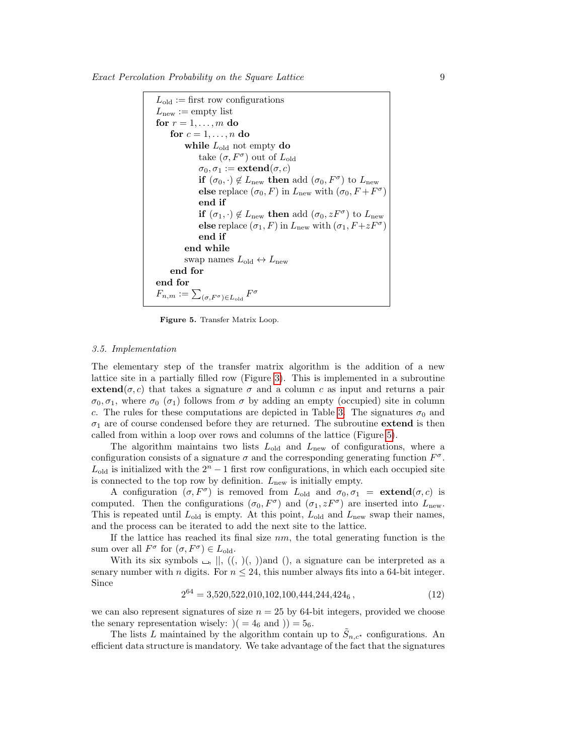```
L_old := first row configurations
L_new := empty list
for r = 1, ..., m do
    for c = 1, ..., n do
        while L_old not empty do
            take (σ, F^σ) out of L_old
            σ_0, σ_1 := extend(σ, c)
            if (σ_0, ·) ∉ L_new then add (σ_0, F^σ) to L_new
            else replace (σ_0, F) in L_new with (σ_0, F + F^σ)
            end if
            if (σ_1, ·) ∉ L_new then add (σ_0, zF^σ) to L_new
            else replace (σ_1, F) in L_new with (σ_1, F + zF^σ)
            end if
        end while
        swap names L_old ↔ L_new
    end for
end for
F_{n,m} := Σ_{(σ,F^σ)∈L_old} F^σ
```

**Figure 5.** Transfer Matrix Loop.

### 3.5. Implementation

The elementary step of the transfer matrix algorithm is the addition of a new lattice site in a partially filled row (Figure 3). This is implemented in a subroutine **extend**$(\sigma, c)$ that takes a signature $\sigma$ and a column $c$ as input and returns a pair $\sigma_0, \sigma_1$, where $\sigma_0$ ($\sigma_1$) follows from $\sigma$ by adding an empty (occupied) site in column $c$. The rules for these computations are depicted in Table 3. The signatures $\sigma_0$ and $\sigma_1$ are of course condensed before they are returned. The subroutine **extend** is then called from within a loop over rows and columns of the lattice (Figure 5).

The algorithm maintains two lists $L_{\text{old}}$ and $L_{\text{new}}$ of configurations, where a configuration consists of a signature $\sigma$ and the corresponding generating function $F^\sigma$. $L_{\text{old}}$ is initialized with the $2^n - 1$ first row configurations, in which each occupied site is connected to the top row by definition. $L_{\text{new}}$ is initially empty.

A configuration $(\sigma, F^\sigma)$ is removed from $L_{\text{old}}$ and $\sigma_0, \sigma_1 = \textbf{extend}(\sigma, c)$ is computed. Then the configurations $(\sigma_0, F^\sigma)$ and $(\sigma_1, zF^\sigma)$ are inserted into $L_{\text{new}}$. This is repeated until $L_{\text{old}}$ is empty. At this point, $L_{\text{old}}$ and $L_{\text{new}}$ swap their names, and the process can be iterated to add the next site to the lattice.

If the lattice has reached its final size $nm$, the total generating function is the sum over all $F^\sigma$ for $(\sigma, F^\sigma) \in L_{\text{old}}$.

With its six symbols ␣, ||, ((, )(, ))and (), a signature can be interpreted as a senary number with $n$ digits. For $n \leq 24$, this number always fits into a 64-bit integer. Since

$$2^{64} = 3{,}520{,}522{,}010{,}102{,}100{,}444{,}244{,}424_6\,, \tag{12}$$

we can also represent signatures of size $n = 25$ by 64-bit integers, provided we choose the senary representation wisely: )( $= 4_6$ and )) $= 5_6$.

The lists $L$ maintained by the algorithm contain up to $\tilde{S}_{n,c^\star}$ configurations. An efficient data structure is mandatory. We take advantage of the fact that the signatures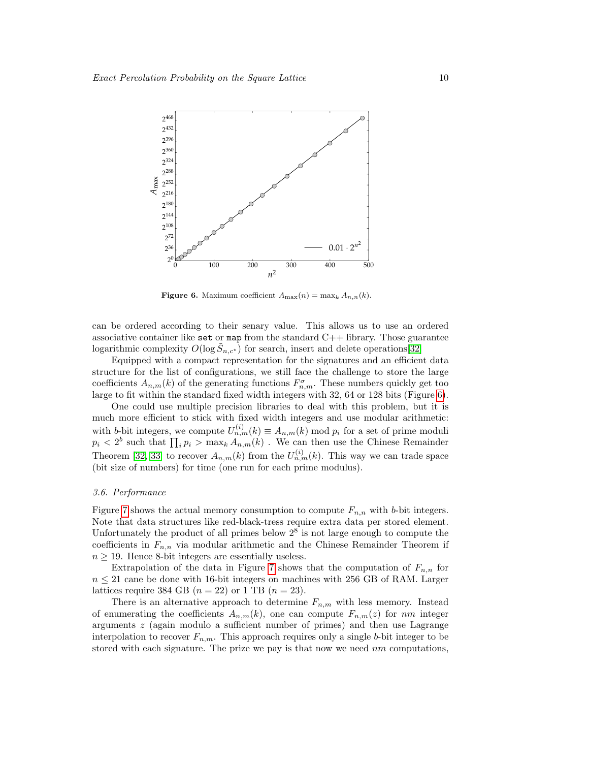**Figure 6.** Maximum coefficient $A_{\max}(n) = \max_k A_{n,n}(k)$.

can be ordered according to their senary value. This allows us to use an ordered associative container like `set` or `map` from the standard C++ library. Those guarantee logarithmic complexity $O(\log \tilde{S}_{n,c^*})$ for search, insert and delete operations[32]

Equipped with a compact representation for the signatures and an efficient data structure for the list of configurations, we still face the challenge to store the large coefficients $A_{n,m}(k)$ of the generating functions $F^{\sigma}_{n,m}$. These numbers quickly get too large to fit within the standard fixed width integers with 32, 64 or 128 bits (Figure 6).

One could use multiple precision libraries to deal with this problem, but it is much more efficient to stick with fixed width integers and use modular arithmetic: with $b$-bit integers, we compute $U^{(i)}_{n,m}(k) \equiv A_{n,m}(k) \bmod p_i$ for a set of prime moduli $p_i < 2^b$ such that $\prod_i p_i > \max_k A_{n,m}(k)$ . We can then use the Chinese Remainder Theorem [32, 33] to recover $A_{n,m}(k)$ from the $U^{(i)}_{n,m}(k)$. This way we can trade space (bit size of numbers) for time (one run for each prime modulus).

### 3.6. Performance

Figure 7 shows the actual memory consumption to compute $F_{n,n}$ with $b$-bit integers. Note that data structures like red-black-tress require extra data per stored element. Unfortunately the product of all primes below $2^8$ is not large enough to compute the coefficients in $F_{n,n}$ via modular arithmetic and the Chinese Remainder Theorem if $n \geq 19$. Hence 8-bit integers are essentially useless.

Extrapolation of the data in Figure 7 shows that the computation of $F_{n,n}$ for $n \leq 21$ cane be done with 16-bit integers on machines with 256 GB of RAM. Larger lattices require 384 GB ($n = 22$) or 1 TB ($n = 23$).

There is an alternative approach to determine $F_{n,m}$ with less memory. Instead of enumerating the coefficients $A_{n,m}(k)$, one can compute $F_{n,m}(z)$ for $nm$ integer arguments $z$ (again modulo a sufficient number of primes) and then use Lagrange interpolation to recover $F_{n,m}$. This approach requires only a single $b$-bit integer to be stored with each signature. The prize we pay is that now we need $nm$ computations,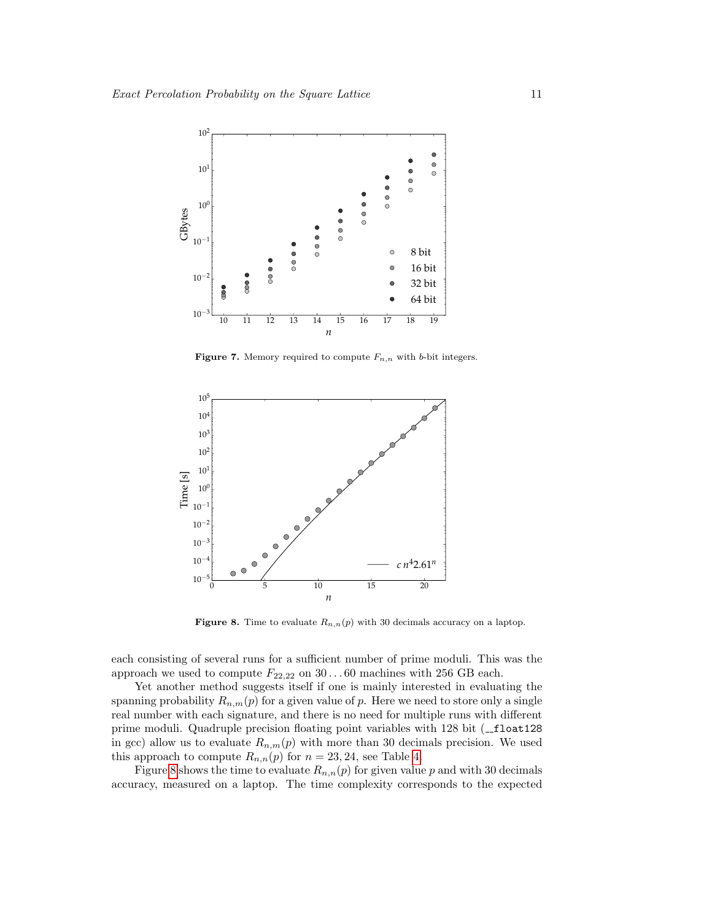**Figure 7.** Memory required to compute $F_{n,n}$ with $b$-bit integers.

**Figure 8.** Time to evaluate $R_{n,n}(p)$ with 30 decimals accuracy on a laptop.

each consisting of several runs for a sufficient number of prime moduli. This was the approach we used to compute $F_{22,22}$ on $30 \ldots 60$ machines with 256 GB each.

Yet another method suggests itself if one is mainly interested in evaluating the spanning probability $R_{n,m}(p)$ for a given value of $p$. Here we need to store only a single real number with each signature, and there is no need for multiple runs with different prime moduli. Quadruple precision floating point variables with 128 bit (`__float128` in gcc) allow us to evaluate $R_{n,m}(p)$ with more than 30 decimals precision. We used this approach to compute $R_{n,n}(p)$ for $n = 23, 24$, see Table 4.

Figure 8 shows the time to evaluate $R_{n,n}(p)$ for given value $p$ and with 30 decimals accuracy, measured on a laptop. The time complexity corresponds to the expected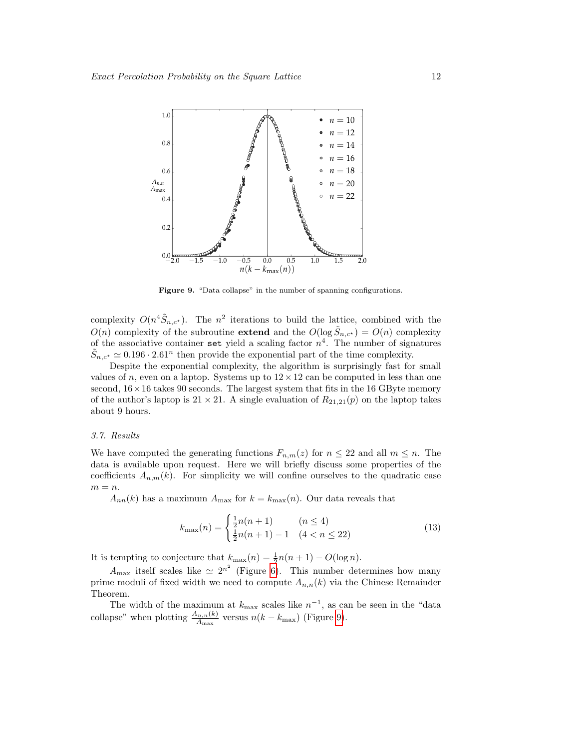Figure 9. "Data collapse" in the number of spanning configurations.

complexity $O(n^4 \tilde{S}_{n,c^\star})$. The $n^2$ iterations to build the lattice, combined with the $O(n)$ complexity of the subroutine **extend** and the $O(\log \tilde{S}_{n,c^\star}) = O(n)$ complexity of the associative container `set` yield a scaling factor $n^4$. The number of signatures $\tilde{S}_{n,c^\star} \simeq 0.196 \cdot 2.61^n$ then provide the exponential part of the time complexity.

Despite the exponential complexity, the algorithm is surprisingly fast for small values of $n$, even on a laptop. Systems up to $12 \times 12$ can be computed in less than one second, $16 \times 16$ takes 90 seconds. The largest system that fits in the 16 GByte memory of the author's laptop is $21 \times 21$. A single evaluation of $R_{21,21}(p)$ on the laptop takes about 9 hours.

### 3.7. Results

We have computed the generating functions $F_{n,m}(z)$ for $n \leq 22$ and all $m \leq n$. The data is available upon request. Here we will briefly discuss some properties of the coefficients $A_{n,m}(k)$. For simplicity we will confine ourselves to the quadratic case $m = n$.

$A_{nn}(k)$ has a maximum $A_{\max}$ for $k = k_{\max}(n)$. Our data reveals that

$$k_{\max}(n) = \begin{cases} \frac{1}{2}n(n+1) & (n \leq 4) \\ \frac{1}{2}n(n+1) - 1 & (4 < n \leq 22) \end{cases} \tag{13}$$

It is tempting to conjecture that $k_{\max}(n) = \frac{1}{2}n(n+1) - O(\log n)$.

$A_{\max}$ itself scales like $\simeq 2^{n^2}$ (Figure 6). This number determines how many prime moduli of fixed width we need to compute $A_{n,n}(k)$ via the Chinese Remainder Theorem.

The width of the maximum at $k_{\max}$ scales like $n^{-1}$, as can be seen in the "data collapse" when plotting $\frac{A_{n,n}(k)}{A_{\max}}$ versus $n(k - k_{\max})$ (Figure 9).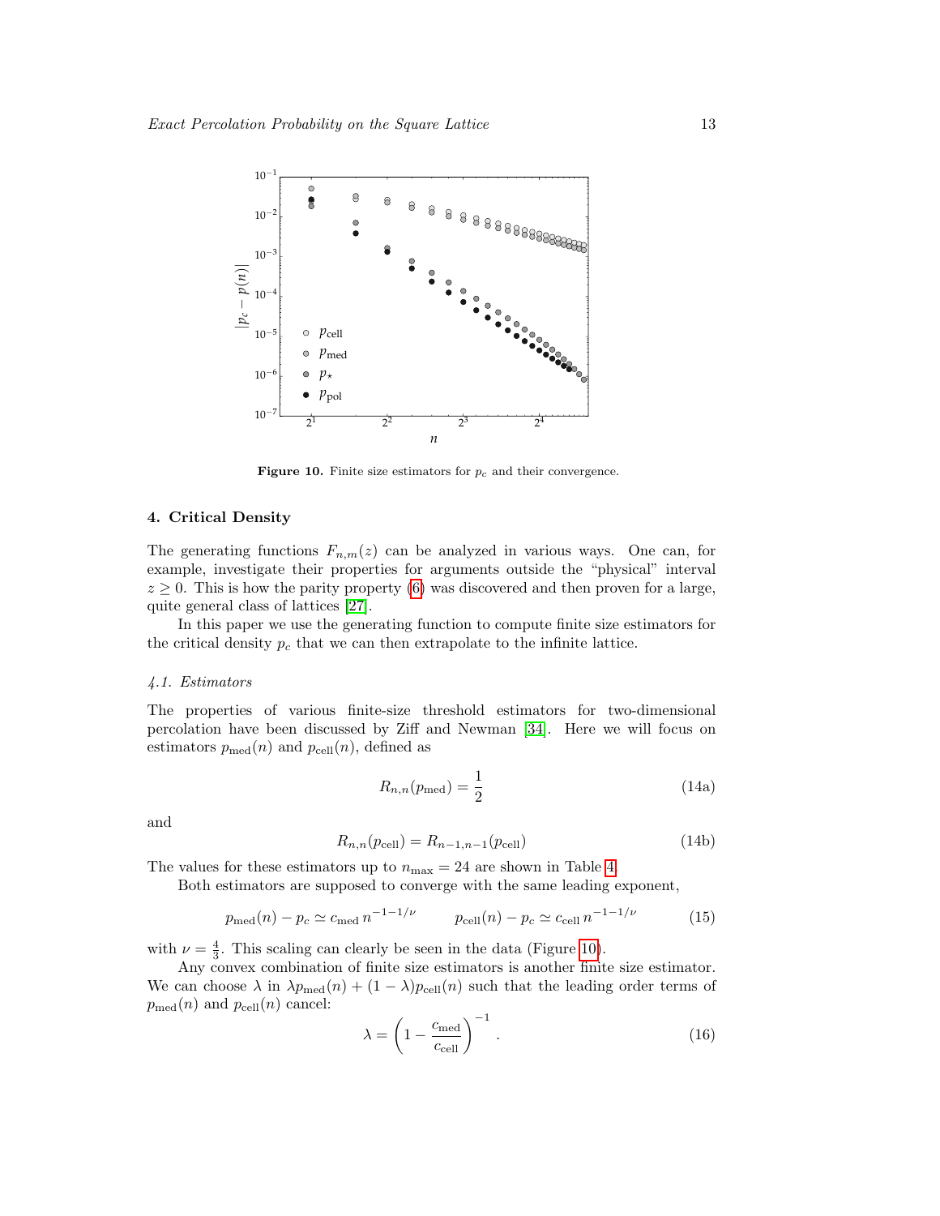**Figure 10.** Finite size estimators for $p_c$ and their convergence.

## 4. Critical Density

The generating functions $F_{n,m}(z)$ can be analyzed in various ways. One can, for example, investigate their properties for arguments outside the "physical" interval $z \geq 0$. This is how the parity property (6) was discovered and then proven for a large, quite general class of lattices [27].

In this paper we use the generating function to compute finite size estimators for the critical density $p_c$ that we can then extrapolate to the infinite lattice.

### *4.1. Estimators*

The properties of various finite-size threshold estimators for two-dimensional percolation have been discussed by Ziff and Newman [34]. Here we will focus on estimators $p_{\text{med}}(n)$ and $p_{\text{cell}}(n)$, defined as

$$R_{n,n}(p_{\text{med}}) = \frac{1}{2} \tag{14a}$$

and

$$R_{n,n}(p_{\text{cell}}) = R_{n-1,n-1}(p_{\text{cell}}) \tag{14b}$$

The values for these estimators up to $n_{\max} = 24$ are shown in Table 4.

Both estimators are supposed to converge with the same leading exponent,

$$p_{\text{med}}(n) - p_c \simeq c_{\text{med}}\, n^{-1-1/\nu} \qquad p_{\text{cell}}(n) - p_c \simeq c_{\text{cell}}\, n^{-1-1/\nu} \tag{15}$$

with $\nu = \frac{4}{3}$. This scaling can clearly be seen in the data (Figure 10).

Any convex combination of finite size estimators is another finite size estimator. We can choose $\lambda$ in $\lambda p_{\text{med}}(n) + (1-\lambda)p_{\text{cell}}(n)$ such that the leading order terms of $p_{\text{med}}(n)$ and $p_{\text{cell}}(n)$ cancel:

$$\lambda = \left(1 - \frac{c_{\text{med}}}{c_{\text{cell}}}\right)^{-1}. \tag{16}$$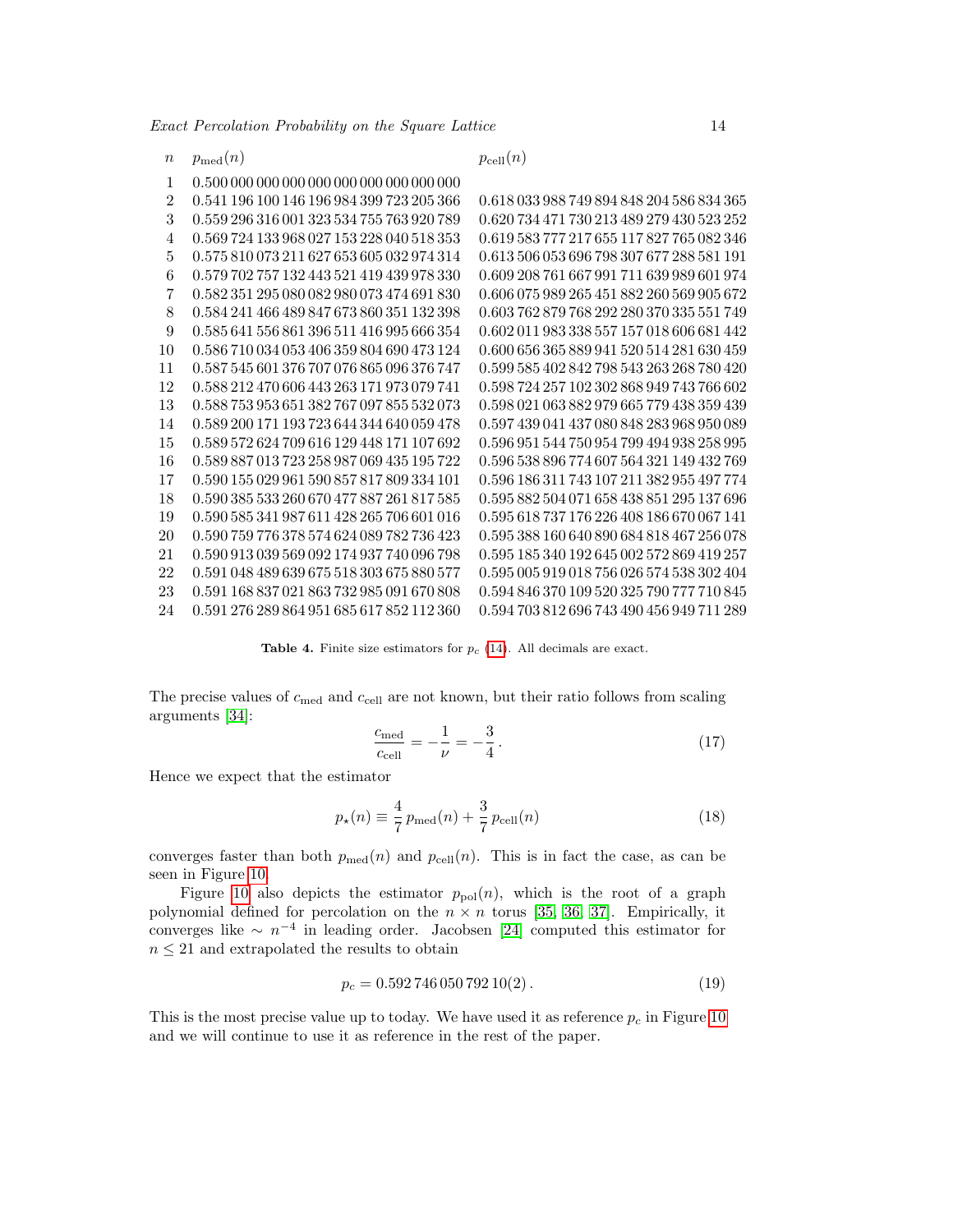| $n$ | $p_{\mathrm{med}}(n)$ | $p_{\mathrm{cell}}(n)$ |
|---|---|---|
| 1 | 0.500 000 000 000 000 000 000 000 000 000 | |
| 2 | 0.541 196 100 146 196 984 399 723 205 366 | 0.618 033 988 749 894 848 204 586 834 365 |
| 3 | 0.559 296 316 001 323 534 755 763 920 789 | 0.620 734 471 730 213 489 279 430 523 252 |
| 4 | 0.569 724 133 968 027 153 228 040 518 353 | 0.619 583 777 217 655 117 827 765 082 346 |
| 5 | 0.575 810 073 211 627 653 605 032 974 314 | 0.613 506 053 696 798 307 677 288 581 191 |
| 6 | 0.579 702 757 132 443 521 419 439 978 330 | 0.609 208 761 667 991 711 639 989 601 974 |
| 7 | 0.582 351 295 080 082 980 073 474 691 830 | 0.606 075 989 265 451 882 260 569 905 672 |
| 8 | 0.584 241 466 489 847 673 860 351 132 398 | 0.603 762 879 768 292 280 370 335 551 749 |
| 9 | 0.585 641 556 861 396 511 416 995 666 354 | 0.602 011 983 338 557 157 018 606 681 442 |
| 10 | 0.586 710 034 053 406 359 804 690 473 124 | 0.600 656 365 889 941 520 514 281 630 459 |
| 11 | 0.587 545 601 376 707 076 865 096 376 747 | 0.599 585 402 842 798 543 263 268 780 420 |
| 12 | 0.588 212 470 606 443 263 171 973 079 741 | 0.598 724 257 102 302 868 949 743 766 602 |
| 13 | 0.588 753 953 651 382 767 097 855 532 073 | 0.598 021 063 882 979 665 779 438 359 439 |
| 14 | 0.589 200 171 193 723 644 344 640 059 478 | 0.597 439 041 437 080 848 283 968 950 089 |
| 15 | 0.589 572 624 709 616 129 448 171 107 692 | 0.596 951 544 750 954 799 494 938 258 995 |
| 16 | 0.589 887 013 723 258 987 069 435 195 722 | 0.596 538 896 774 607 564 321 149 432 769 |
| 17 | 0.590 155 029 961 590 857 817 809 334 101 | 0.596 186 311 743 107 211 382 955 497 774 |
| 18 | 0.590 385 533 260 670 477 887 261 817 585 | 0.595 882 504 071 658 438 851 295 137 696 |
| 19 | 0.590 585 341 987 611 428 265 706 601 016 | 0.595 618 737 176 226 408 186 670 067 141 |
| 20 | 0.590 759 776 378 574 624 089 782 736 423 | 0.595 388 160 640 890 684 818 467 256 078 |
| 21 | 0.590 913 039 569 092 174 937 740 096 798 | 0.595 185 340 192 645 002 572 869 419 257 |
| 22 | 0.591 048 489 639 675 518 303 675 880 577 | 0.595 005 919 018 756 026 574 538 302 404 |
| 23 | 0.591 168 837 021 863 732 985 091 670 808 | 0.594 846 370 109 520 325 790 777 710 845 |
| 24 | 0.591 276 289 864 951 685 617 852 112 360 | 0.594 703 812 696 743 490 456 949 711 289 |

**Table 4.** Finite size estimators for $p_c$ (14). All decimals are exact.

The precise values of $c_{\mathrm{med}}$ and $c_{\mathrm{cell}}$ are not known, but their ratio follows from scaling arguments [34]:

$$\frac{c_{\mathrm{med}}}{c_{\mathrm{cell}}} = -\frac{1}{\nu} = -\frac{3}{4}\,. \tag{17}$$

Hence we expect that the estimator

$$p_\star(n) \equiv \frac{4}{7}\,p_{\mathrm{med}}(n) + \frac{3}{7}\,p_{\mathrm{cell}}(n) \tag{18}$$

converges faster than both $p_{\mathrm{med}}(n)$ and $p_{\mathrm{cell}}(n)$. This is in fact the case, as can be seen in Figure 10.

Figure 10 also depicts the estimator $p_{\mathrm{pol}}(n)$, which is the root of a graph polynomial defined for percolation on the $n \times n$ torus [35, 36, 37]. Empirically, it converges like $\sim n^{-4}$ in leading order. Jacobsen [24] computed this estimator for $n \leq 21$ and extrapolated the results to obtain

$$p_c = 0.592\,746\,050\,792\,10(2)\,. \tag{19}$$

This is the most precise value up to today. We have used it as reference $p_c$ in Figure 10 and we will continue to use it as reference in the rest of the paper.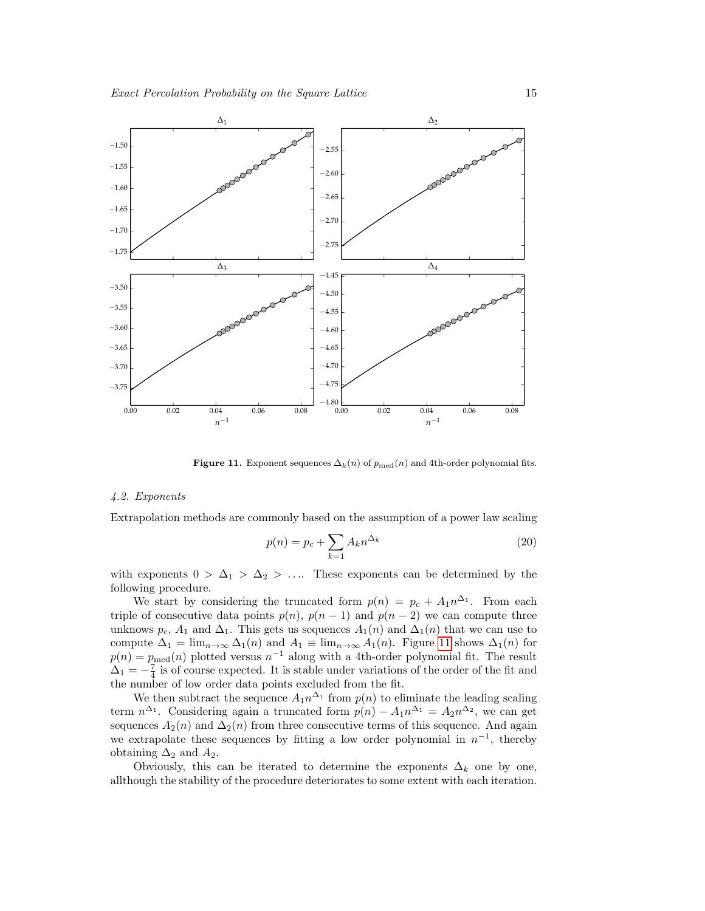**Figure 11.** Exponent sequences $\Delta_k(n)$ of $p_{\rm med}(n)$ and 4th-order polynomial fits.

### 4.2. Exponents

Extrapolation methods are commonly based on the assumption of a power law scaling

$$p(n) = p_c + \sum_{k=1} A_k n^{\Delta_k} \tag{20}$$

with exponents $0 > \Delta_1 > \Delta_2 > \ldots$. These exponents can be determined by the following procedure.

We start by considering the truncated form $p(n) = p_c + A_1 n^{\Delta_1}$. From each triple of consecutive data points $p(n)$, $p(n-1)$ and $p(n-2)$ we can compute three unknows $p_c$, $A_1$ and $\Delta_1$. This gets us sequences $A_1(n)$ and $\Delta_1(n)$ that we can use to compute $\Delta_1 = \lim_{n\to\infty} \Delta_1(n)$ and $A_1 \equiv \lim_{n\to\infty} A_1(n)$. Figure 11 shows $\Delta_1(n)$ for $p(n) = p_{\rm med}(n)$ plotted versus $n^{-1}$ along with a 4th-order polynomial fit. The result $\Delta_1 = -\frac{7}{4}$ is of course expected. It is stable under variations of the order of the fit and the number of low order data points excluded from the fit.

We then subtract the sequence $A_1 n^{\Delta_1}$ from $p(n)$ to eliminate the leading scaling term $n^{\Delta_1}$. Considering again a truncated form $p(n) - A_1 n^{\Delta_1} = A_2 n^{\Delta_2}$, we can get sequences $A_2(n)$ and $\Delta_2(n)$ from three consecutive terms of this sequence. And again we extrapolate these sequences by fitting a low order polynomial in $n^{-1}$, thereby obtaining $\Delta_2$ and $A_2$.

Obviously, this can be iterated to determine the exponents $\Delta_k$ one by one, allthough the stability of the procedure deteriorates to some extent with each iteration.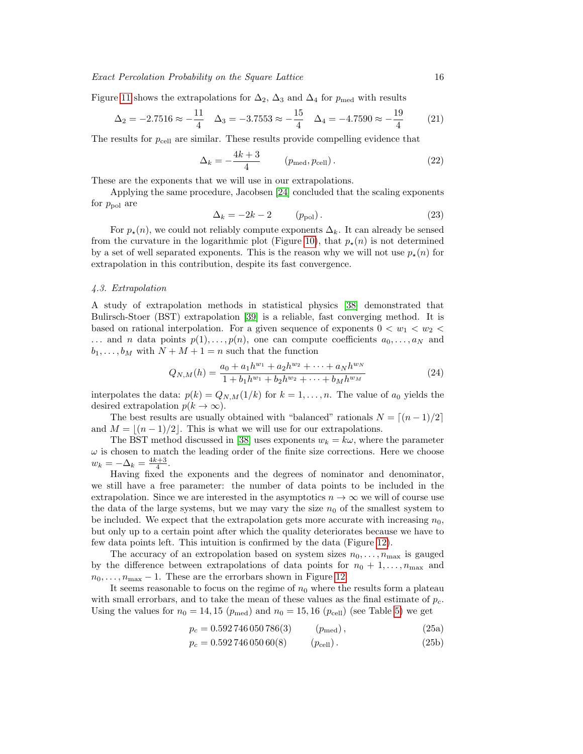Figure 11 shows the extrapolations for $\Delta_2$, $\Delta_3$ and $\Delta_4$ for $p_{\rm med}$ with results

$$\Delta_2 = -2.7516 \approx -\frac{11}{4} \quad \Delta_3 = -3.7553 \approx -\frac{15}{4} \quad \Delta_4 = -4.7590 \approx -\frac{19}{4} \tag{21}$$

The results for $p_{\rm cell}$ are similar. These results provide compelling evidence that

$$\Delta_k = -\frac{4k+3}{4} \qquad (p_{\rm med}, p_{\rm cell})\,. \tag{22}$$

These are the exponents that we will use in our extrapolations.

Applying the same procedure, Jacobsen [24] concluded that the scaling exponents for $p_{\rm pol}$ are

$$\Delta_k = -2k - 2 \qquad (p_{\rm pol})\,. \tag{23}$$

For $p_\star(n)$, we could not reliably compute exponents $\Delta_k$. It can already be sensed from the curvature in the logarithmic plot (Figure 10), that $p_\star(n)$ is not determined by a set of well separated exponents. This is the reason why we will not use $p_\star(n)$ for extrapolation in this contribution, despite its fast convergence.

### 4.3. Extrapolation

A study of extrapolation methods in statistical physics [38] demonstrated that Bulirsch-Stoer (BST) extrapolation [39] is a reliable, fast converging method. It is based on rational interpolation. For a given sequence of exponents $0 < w_1 < w_2 < \ldots$ and $n$ data points $p(1), \ldots, p(n)$, one can compute coefficients $a_0, \ldots, a_N$ and $b_1, \ldots, b_M$ with $N + M + 1 = n$ such that the function

$$Q_{N,M}(h) = \frac{a_0 + a_1 h^{w_1} + a_2 h^{w_2} + \cdots + a_N h^{w_N}}{1 + b_1 h^{w_1} + b_2 h^{w_2} + \cdots + b_M h^{w_M}} \tag{24}$$

interpolates the data: $p(k) = Q_{N,M}(1/k)$ for $k = 1, \ldots, n$. The value of $a_0$ yields the desired extrapolation $p(k \to \infty)$.

The best results are usually obtained with "balanced" rationals $N = \lceil (n-1)/2 \rceil$ and $M = \lfloor (n-1)/2 \rfloor$. This is what we will use for our extrapolations.

The BST method discussed in [38] uses exponents $w_k = k\omega$, where the parameter $\omega$ is chosen to match the leading order of the finite size corrections. Here we choose $w_k = -\Delta_k = \frac{4k+3}{4}$.

Having fixed the exponents and the degrees of nominator and denominator, we still have a free parameter: the number of data points to be included in the extrapolation. Since we are interested in the asymptotics $n \to \infty$ we will of course use the data of the large systems, but we may vary the size $n_0$ of the smallest system to be included. We expect that the extrapolation gets more accurate with increasing $n_0$, but only up to a certain point after which the quality deteriorates because we have to few data points left. This intuition is confirmed by the data (Figure 12).

The accuracy of an extropolation based on system sizes $n_0, \ldots, n_{\max}$ is gauged by the difference between extrapolations of data points for $n_0 + 1, \ldots, n_{\max}$ and $n_0, \ldots, n_{\max} - 1$. These are the errorbars shown in Figure 12.

It seems reasonable to focus on the regime of $n_0$ where the results form a plateau with small errorbars, and to take the mean of these values as the final estimate of $p_c$. Using the values for $n_0 = 14, 15$ ($p_{\rm med}$) and $n_0 = 15, 16$ ($p_{\rm cell}$) (see Table 5) we get

$$p_c = 0.592\,746\,050\,786(3) \qquad (p_{\rm med})\,, \tag{25a}$$

$$p_c = 0.592\,746\,050\,60(8) \qquad (p_{\rm cell})\,. \tag{25b}$$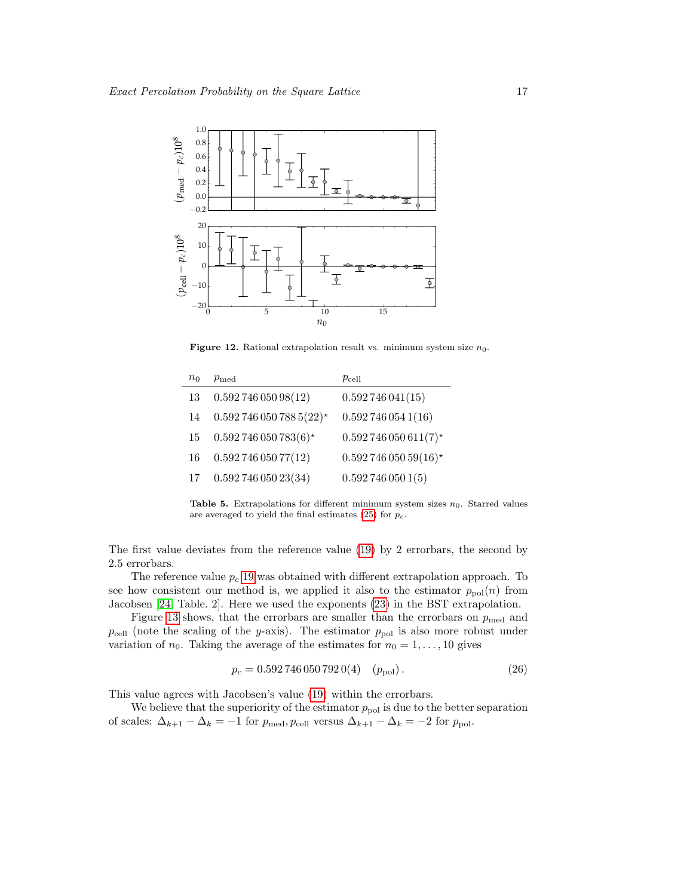Figure 12. Rational extrapolation result vs. minimum system size $n_0$.

| $n_0$ | $p_{\rm med}$ | $p_{\rm cell}$ |
|---|---|---|
| 13 | 0.592 746 050 98(12) | 0.592 746 041(15) |
| 14 | 0.592 746 050 788 5(22)* | 0.592 746 054 1(16) |
| 15 | 0.592 746 050 783(6)* | 0.592 746 050 611(7)* |
| 16 | 0.592 746 050 77(12) | 0.592 746 050 59(16)* |
| 17 | 0.592 746 050 23(34) | 0.592 746 050 1(5) |

**Table 5.** Extrapolations for different minimum system sizes $n_0$. Starred values are averaged to yield the final estimates (25) for $p_c$.

The first value deviates from the reference value (19) by 2 errorbars, the second by 2.5 errorbars.

The reference value $p_c$ 19 was obtained with different extrapolation approach. To see how consistent our method is, we applied it also to the estimator $p_{\rm pol}(n)$ from Jacobsen [24, Table. 2]. Here we used the exponents (23) in the BST extrapolation.

Figure 13 shows, that the errorbars are smaller than the errorbars on $p_{\rm med}$ and $p_{\rm cell}$ (note the scaling of the $y$-axis). The estimator $p_{\rm pol}$ is also more robust under variation of $n_0$. Taking the average of the estimates for $n_0 = 1, \ldots, 10$ gives

$$p_c = 0.592\,746\,050\,792\,0(4) \quad (p_{\rm pol})\,. \tag{26}$$

This value agrees with Jacobsen's value (19) within the errorbars.

We believe that the superiority of the estimator $p_{\rm pol}$ is due to the better separation of scales: $\Delta_{k+1} - \Delta_k = -1$ for $p_{\rm med}, p_{\rm cell}$ versus $\Delta_{k+1} - \Delta_k = -2$ for $p_{\rm pol}$.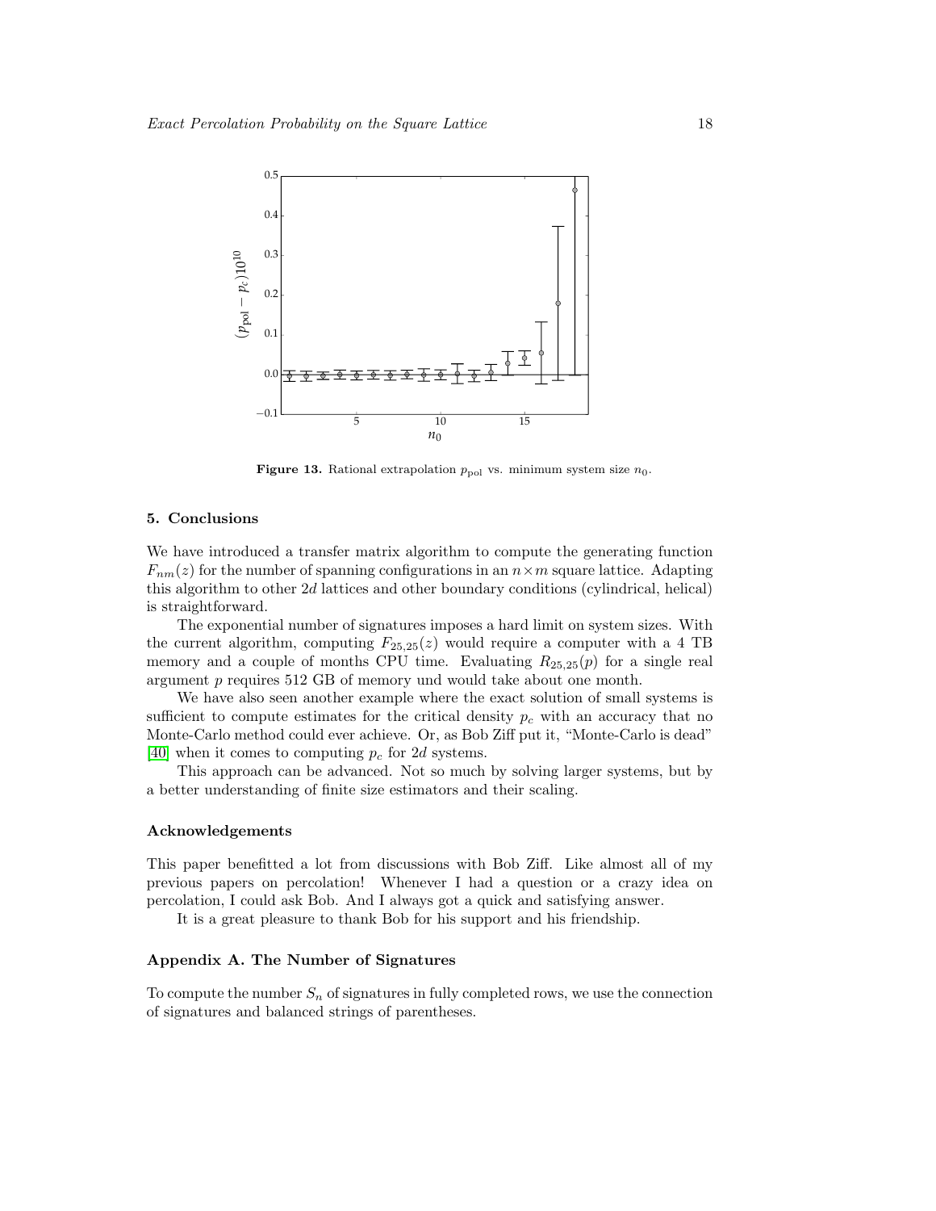**Figure 13.** Rational extrapolation $p_{\rm pol}$ vs. minimum system size $n_0$.

## 5. Conclusions

We have introduced a transfer matrix algorithm to compute the generating function $F_{nm}(z)$ for the number of spanning configurations in an $n \times m$ square lattice. Adapting this algorithm to other $2d$ lattices and other boundary conditions (cylindrical, helical) is straightforward.

The exponential number of signatures imposes a hard limit on system sizes. With the current algorithm, computing $F_{25,25}(z)$ would require a computer with a 4 TB memory and a couple of months CPU time. Evaluating $R_{25,25}(p)$ for a single real argument $p$ requires 512 GB of memory und would take about one month.

We have also seen another example where the exact solution of small systems is sufficient to compute estimates for the critical density $p_c$ with an accuracy that no Monte-Carlo method could ever achieve. Or, as Bob Ziff put it, "Monte-Carlo is dead" [40] when it comes to computing $p_c$ for $2d$ systems.

This approach can be advanced. Not so much by solving larger systems, but by a better understanding of finite size estimators and their scaling.

### Acknowledgements

This paper benefitted a lot from discussions with Bob Ziff. Like almost all of my previous papers on percolation! Whenever I had a question or a crazy idea on percolation, I could ask Bob. And I always got a quick and satisfying answer.

It is a great pleasure to thank Bob for his support and his friendship.

## Appendix A. The Number of Signatures

To compute the number $S_n$ of signatures in fully completed rows, we use the connection of signatures and balanced strings of parentheses.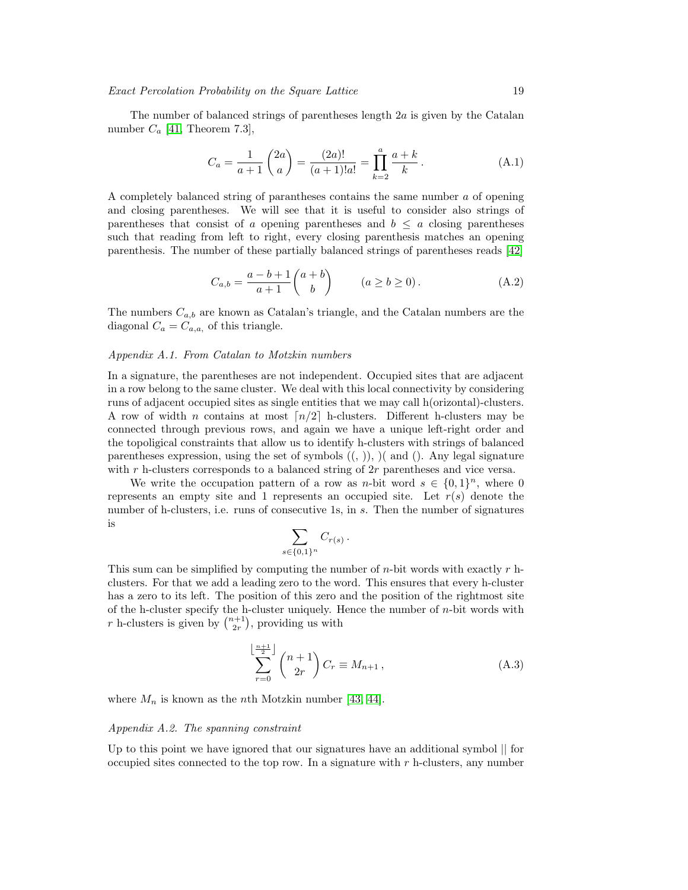The number of balanced strings of parentheses length $2a$ is given by the Catalan number $C_a$ [41, Theorem 7.3],

$$C_a = \frac{1}{a+1}\binom{2a}{a} = \frac{(2a)!}{(a+1)!a!} = \prod_{k=2}^{a} \frac{a+k}{k}\,. \tag{A.1}$$

A completely balanced string of parantheses contains the same number $a$ of opening and closing parentheses. We will see that it is useful to consider also strings of parentheses that consist of $a$ opening parentheses and $b \le a$ closing parentheses such that reading from left to right, every closing parenthesis matches an opening parenthesis. The number of these partially balanced strings of parentheses reads [42]

$$C_{a,b} = \frac{a-b+1}{a+1}\binom{a+b}{b} \qquad (a \ge b \ge 0)\,. \tag{A.2}$$

The numbers $C_{a,b}$ are known as Catalan's triangle, and the Catalan numbers are the diagonal $C_a = C_{a,a}$, of this triangle.

### Appendix A.1. From Catalan to Motzkin numbers

In a signature, the parentheses are not independent. Occupied sites that are adjacent in a row belong to the same cluster. We deal with this local connectivity by considering runs of adjacent occupied sites as single entities that we may call h(orizontal)-clusters. A row of width $n$ contains at most $\lceil n/2 \rceil$ h-clusters. Different h-clusters may be connected through previous rows, and again we have a unique left-right order and the topoligical constraints that allow us to identify h-clusters with strings of balanced parentheses expression, using the set of symbols ((, )), )( and (). Any legal signature with $r$ h-clusters corresponds to a balanced string of $2r$ parentheses and vice versa.

We write the occupation pattern of a row as $n$-bit word $s \in \{0,1\}^n$, where 0 represents an empty site and 1 represents an occupied site. Let $r(s)$ denote the number of h-clusters, i.e. runs of consecutive 1s, in $s$. Then the number of signatures is

$$\sum_{s \in \{0,1\}^n} C_{r(s)}\,.$$

This sum can be simplified by computing the number of $n$-bit words with exactly $r$ h-clusters. For that we add a leading zero to the word. This ensures that every h-cluster has a zero to its left. The position of this zero and the position of the rightmost site of the h-cluster specify the h-cluster uniquely. Hence the number of $n$-bit words with $r$ h-clusters is given by $\binom{n+1}{2r}$, providing us with

$$\sum_{r=0}^{\lfloor \frac{n+1}{2} \rfloor} \binom{n+1}{2r} C_r \equiv M_{n+1}\,, \tag{A.3}$$

where $M_n$ is known as the $n$th Motzkin number [43, 44].

### Appendix A.2. The spanning constraint

Up to this point we have ignored that our signatures have an additional symbol || for occupied sites connected to the top row. In a signature with $r$ h-clusters, any number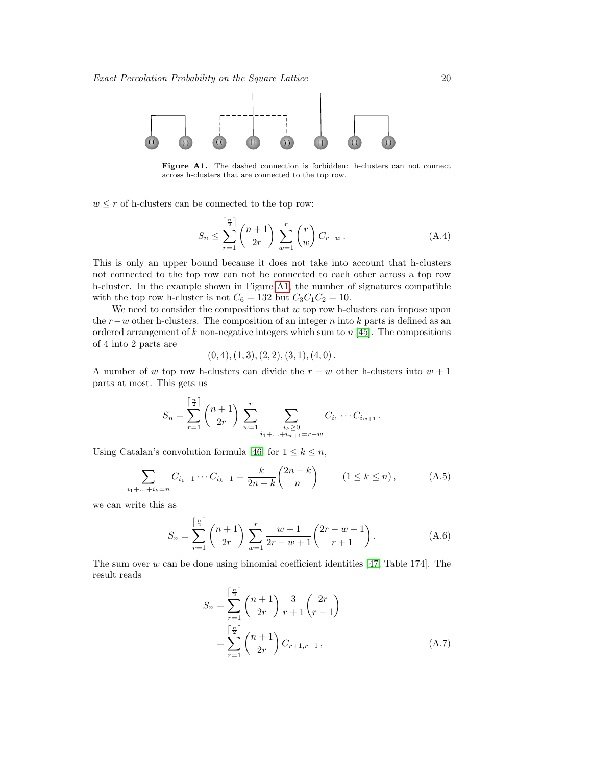**Figure A1.** The dashed connection is forbidden: h-clusters can not connect across h-clusters that are connected to the top row.

$w \leq r$ of h-clusters can be connected to the top row:

$$S_n \leq \sum_{r=1}^{\lceil \frac{n}{2} \rceil} \binom{n+1}{2r} \sum_{w=1}^{r} \binom{r}{w} C_{r-w} \,. \tag{A.4}$$

This is only an upper bound because it does not take into account that h-clusters not connected to the top row can not be connected to each other across a top row h-cluster. In the example shown in Figure A1, the number of signatures compatible with the top row h-cluster is not $C_6 = 132$ but $C_3 C_1 C_2 = 10$.

We need to consider the compositions that $w$ top row h-clusters can impose upon the $r-w$ other h-clusters. The composition of an integer $n$ into $k$ parts is defined as an ordered arrangement of $k$ non-negative integers which sum to $n$ [45]. The compositions of 4 into 2 parts are

$$(0,4),(1,3),(2,2),(3,1),(4,0)\,.$$

A number of $w$ top row h-clusters can divide the $r-w$ other h-clusters into $w+1$ parts at most. This gets us

$$S_n = \sum_{r=1}^{\lceil \frac{n}{2} \rceil} \binom{n+1}{2r} \sum_{w=1}^{r} \sum_{\substack{i_k \geq 0 \\ i_1+\ldots+i_{w+1}=r-w}} C_{i_1} \cdots C_{i_{w+1}} \,.$$

Using Catalan's convolution formula [46] for $1 \leq k \leq n$,

$$\sum_{i_1+\ldots+i_k=n} C_{i_1-1} \cdots C_{i_k-1} = \frac{k}{2n-k} \binom{2n-k}{n} \qquad (1 \leq k \leq n)\,, \tag{A.5}$$

we can write this as

$$S_n = \sum_{r=1}^{\lceil \frac{n}{2} \rceil} \binom{n+1}{2r} \sum_{w=1}^{r} \frac{w+1}{2r-w+1} \binom{2r-w+1}{r+1} \,. \tag{A.6}$$

The sum over $w$ can be done using binomial coefficient identities [47, Table 174]. The result reads

$$\begin{aligned} S_n &= \sum_{r=1}^{\lceil \frac{n}{2} \rceil} \binom{n+1}{2r} \frac{3}{r+1} \binom{2r}{r-1} \\ &= \sum_{r=1}^{\lceil \frac{n}{2} \rceil} \binom{n+1}{2r} C_{r+1,r-1} \,, \end{aligned} \tag{A.7}$$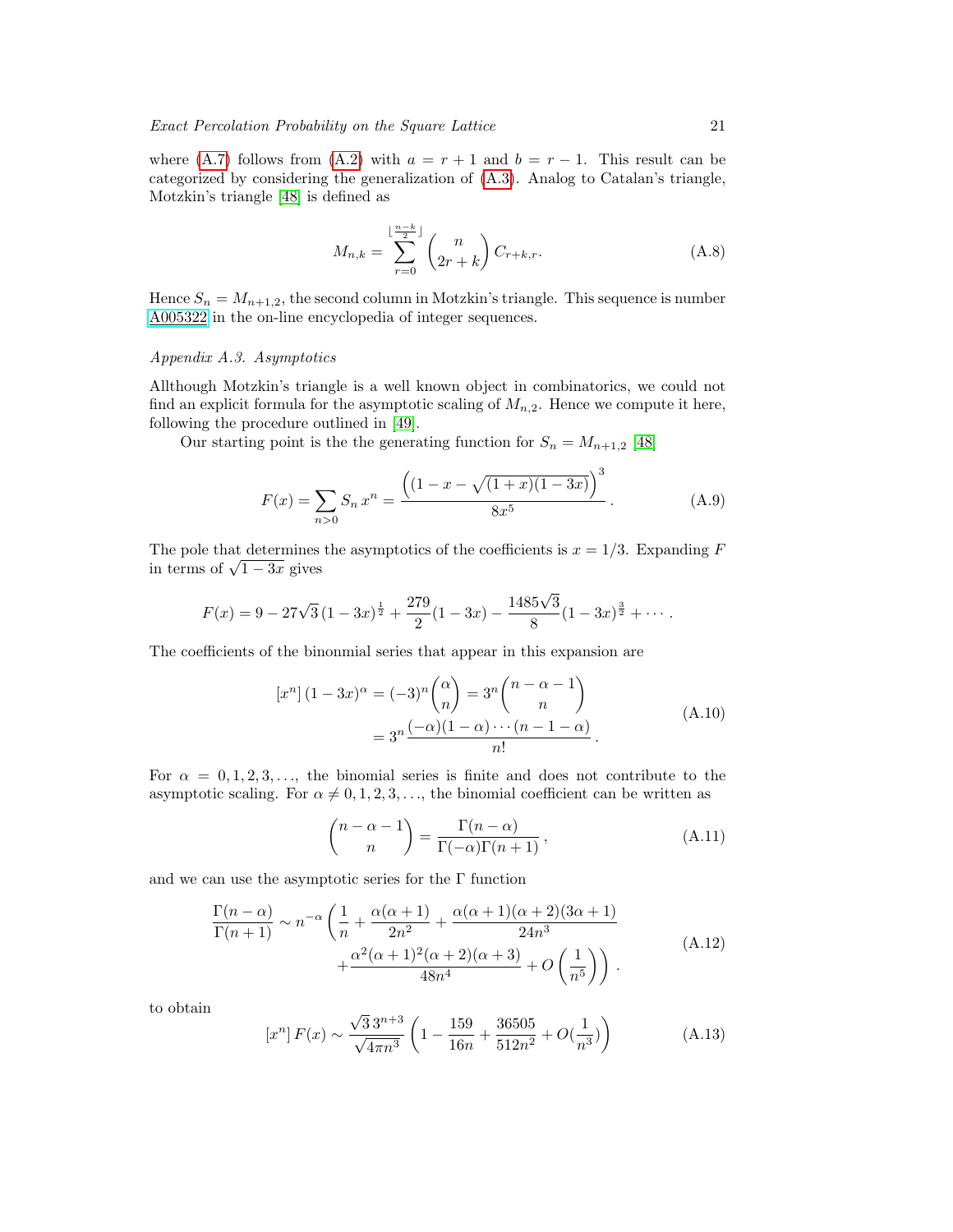where (A.7) follows from (A.2) with $a = r+1$ and $b = r-1$. This result can be categorized by considering the generalization of (A.3). Analog to Catalan's triangle, Motzkin's triangle [48] is defined as

$$M_{n,k} = \sum_{r=0}^{\lfloor \frac{n-k}{2} \rfloor} \binom{n}{2r+k} C_{r+k,r}. \tag{A.8}$$

Hence $S_n = M_{n+1,2}$, the second column in Motzkin's triangle. This sequence is number A005322 in the on-line encyclopedia of integer sequences.

*Appendix A.3. Asymptotics*

Allthough Motzkin's triangle is a well known object in combinatorics, we could not find an explicit formula for the asymptotic scaling of $M_{n,2}$. Hence we compute it here, following the procedure outlined in [49].

Our starting point is the the generating function for $S_n = M_{n+1,2}$ [48]

$$F(x) = \sum_{n>0} S_n\, x^n = \frac{\left((1 - x - \sqrt{(1+x)(1-3x)}\right)^3}{8x^5}. \tag{A.9}$$

The pole that determines the asymptotics of the coefficients is $x = 1/3$. Expanding $F$ in terms of $\sqrt{1-3x}$ gives

$$F(x) = 9 - 27\sqrt{3}\,(1-3x)^{\frac{1}{2}} + \frac{279}{2}(1-3x) - \frac{1485\sqrt{3}}{8}(1-3x)^{\frac{3}{2}} + \cdots.$$

The coefficients of the binonmial series that appear in this expansion are

$$\begin{aligned}
[x^n]\,(1-3x)^\alpha &= (-3)^n \binom{\alpha}{n} = 3^n \binom{n-\alpha-1}{n} \\
&= 3^n \frac{(-\alpha)(1-\alpha)\cdots(n-1-\alpha)}{n!}.
\end{aligned} \tag{A.10}$$

For $\alpha = 0, 1, 2, 3, \ldots$, the binomial series is finite and does not contribute to the asymptotic scaling. For $\alpha \neq 0, 1, 2, 3, \ldots$, the binomial coefficient can be written as

$$\binom{n-\alpha-1}{n} = \frac{\Gamma(n-\alpha)}{\Gamma(-\alpha)\Gamma(n+1)}, \tag{A.11}$$

and we can use the asymptotic series for the $\Gamma$ function

$$\begin{aligned}
\frac{\Gamma(n-\alpha)}{\Gamma(n+1)} \sim n^{-\alpha} \Bigg( &\frac{1}{n} + \frac{\alpha(\alpha+1)}{2n^2} + \frac{\alpha(\alpha+1)(\alpha+2)(3\alpha+1)}{24n^3} \\
&+ \frac{\alpha^2(\alpha+1)^2(\alpha+2)(\alpha+3)}{48n^4} + O\left(\frac{1}{n^5}\right) \Bigg).
\end{aligned} \tag{A.12}$$

to obtain

$$[x^n]\,F(x) \sim \frac{\sqrt{3}\,3^{n+3}}{\sqrt{4\pi n^3}} \left(1 - \frac{159}{16n} + \frac{36505}{512n^2} + O(\frac{1}{n^3})\right) \tag{A.13}$$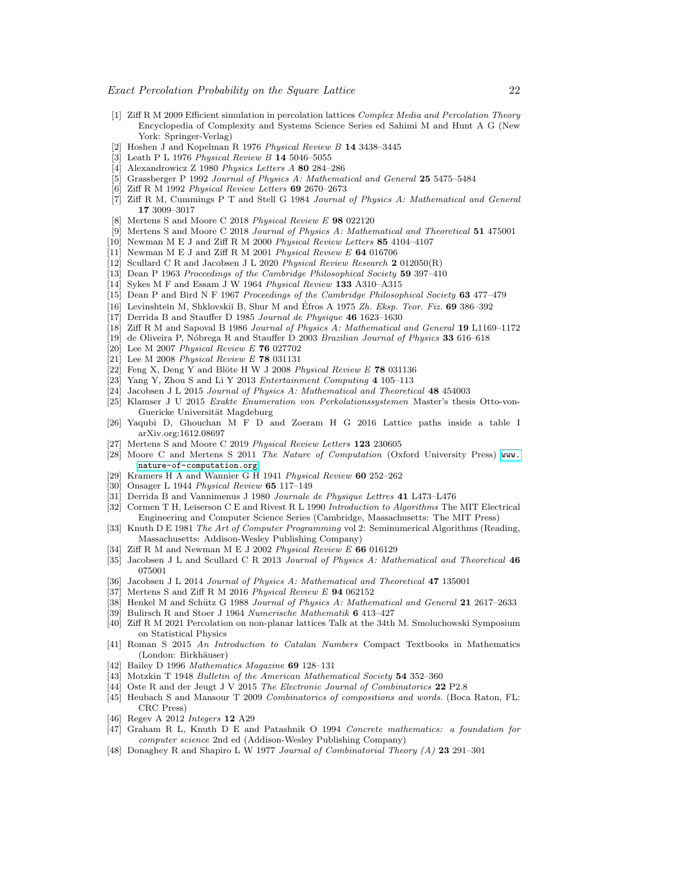- [1] Ziff R M 2009 Efficient simulation in percolation lattices *Complex Media and Percolation Theory* Encyclopedia of Complexity and Systems Science Series ed Sahimi M and Hunt A G (New York: Springer-Verlag)
- [2] Hoshen J and Kopelman R 1976 *Physical Review B* **14** 3438–3445
- [3] Leath P L 1976 *Physical Review B* **14** 5046–5055
- [4] Alexandrowicz Z 1980 *Physics Letters A* **80** 284–286
- [5] Grassberger P 1992 *Journal of Physics A: Mathematical and General* **25** 5475–5484
- [6] Ziff R M 1992 *Physical Review Letters* **69** 2670–2673
- [7] Ziff R M, Cummings P T and Stell G 1984 *Journal of Physics A: Mathematical and General* **17** 3009–3017
- [8] Mertens S and Moore C 2018 *Physical Review E* **98** 022120
- [9] Mertens S and Moore C 2018 *Journal of Physics A: Mathematical and Theoretical* **51** 475001
- [10] Newman M E J and Ziff R M 2000 *Physical Review Letters* **85** 4104–4107
- [11] Newman M E J and Ziff R M 2001 *Physical Review E* **64** 016706
- [12] Scullard C R and Jacobsen J L 2020 *Physical Review Research* **2** 012050(R)
- [13] Dean P 1963 *Proceedings of the Cambridge Philosophical Society* **59** 397–410
- [14] Sykes M F and Essam J W 1964 *Physical Review* **133** A310–A315
- [15] Dean P and Bird N F 1967 *Proceedings of the Cambridge Philosophical Society* **63** 477–479
- [16] Levinshteĭn M, Shklovskiĭ B, Shur M and Éfros A 1975 *Zh. Eksp. Teor. Fiz.* **69** 386–392
- [17] Derrida B and Stauffer D 1985 *Journal de Physique* **46** 1623–1630
- [18] Ziff R M and Sapoval B 1986 *Journal of Physics A: Mathematical and General* **19** L1169–1172
- [19] de Oliveira P, Nóbrega R and Stauffer D 2003 *Brazilian Journal of Physics* **33** 616–618
- [20] Lee M 2007 *Physical Review E* **76** 027702
- [21] Lee M 2008 *Physical Review E* **78** 031131
- [22] Feng X, Deng Y and Blöte H W J 2008 *Physical Review E* **78** 031136
- [23] Yang Y, Zhou S and Li Y 2013 *Entertainment Computing* **4** 105–113
- [24] Jacobsen J L 2015 *Journal of Physics A: Mathematical and Theoretical* **48** 454003
- [25] Klamser J U 2015 *Exakte Enumeration von Perkolationssystemen* Master's thesis Otto-von-Guericke Universität Magdeburg
- [26] Yaqubi D, Ghouchan M F D and Zoeram H G 2016 Lattice paths inside a table I arXiv.org:1612.08697
- [27] Mertens S and Moore C 2019 *Physical Review Letters* **123** 230605
- [28] Moore C and Mertens S 2011 *The Nature of Computation* (Oxford University Press) www.nature-of-computation.org
- [29] Kramers H A and Wannier G H 1941 *Physical Review* **60** 252–262
- [30] Onsager L 1944 *Physical Review* **65** 117–149
- [31] Derrida B and Vannimenus J 1980 *Journale de Physique Lettres* **41** L473–L476
- [32] Cormen T H, Leiserson C E and Rivest R L 1990 *Introduction to Algorithms* The MIT Electrical Engineering and Computer Science Series (Cambridge, Massachusetts: The MIT Press)
- [33] Knuth D E 1981 *The Art of Computer Programming* vol 2: Seminumerical Algorithms (Reading, Massachusetts: Addison-Wesley Publishing Company)
- [34] Ziff R M and Newman M E J 2002 *Physical Review E* **66** 016129
- [35] Jacobsen J L and Scullard C R 2013 *Journal of Physics A: Mathematical and Theoretical* **46** 075001
- [36] Jacobsen J L 2014 *Journal of Physics A: Mathematical and Theoretical* **47** 135001
- [37] Mertens S and Ziff R M 2016 *Physical Review E* **94** 062152
- [38] Henkel M and Schütz G 1988 *Journal of Physics A: Mathematical and General* **21** 2617–2633
- [39] Bulirsch R and Stoer J 1964 *Numerische Mathematik* **6** 413–427
- [40] Ziff R M 2021 Percolation on non-planar lattices Talk at the 34th M. Smoluchowski Symposium on Statistical Physics
- [41] Roman S 2015 *An Introduction to Catalan Numbers* Compact Textbooks in Mathematics (London: Birkhäuser)
- [42] Bailey D 1996 *Mathematics Magazine* **69** 128–131
- [43] Motzkin T 1948 *Bulletin of the American Mathematical Society* **54** 352–360
- [44] Oste R and der Jeugt J V 2015 *The Electronic Journal of Combinatorics* **22** P2.8
- [45] Heubach S and Mansour T 2009 *Combinatorics of compositions and words.* (Boca Raton, FL: CRC Press)
- [46] Regev A 2012 *Integers* **12** A29
- [47] Graham R L, Knuth D E and Patashnik O 1994 *Concrete mathematics: a foundation for computer science* 2nd ed (Addison-Wesley Publishing Company)
- [48] Donaghey R and Shapiro L W 1977 *Journal of Combinatorial Theory (A)* **23** 291–301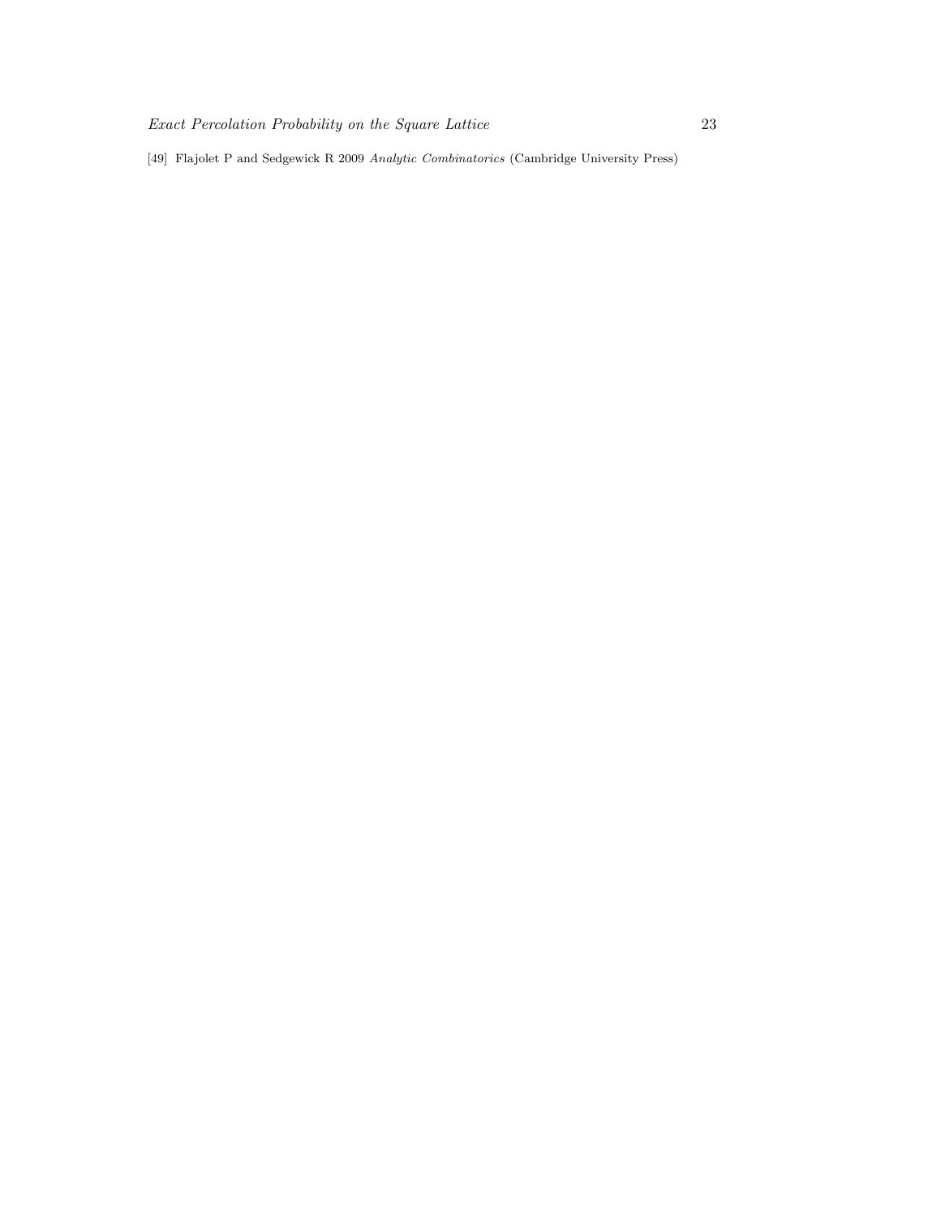[49] Flajolet P and Sedgewick R 2009 *Analytic Combinatorics* (Cambridge University Press)